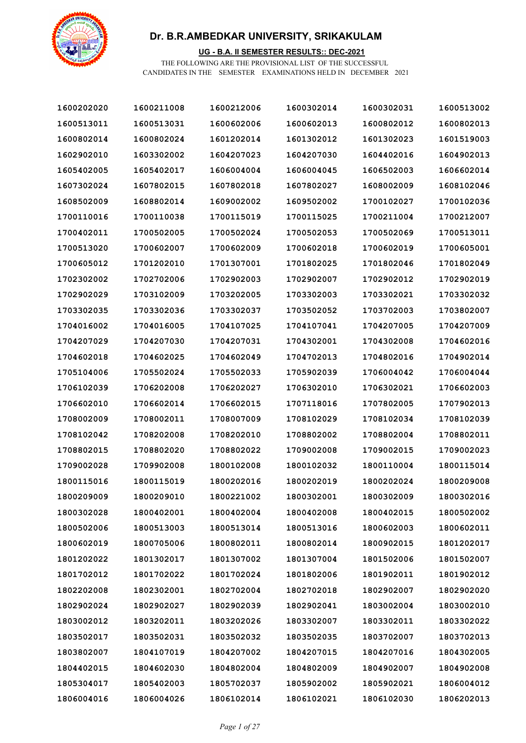# Dr. B.R.AMBEDKAR UNIVERSITY, SRIKAKULAM

## UG - B.A. II SEMESTER RESULTS:: DEC-2021

THE FOLLOWING ARE THE PROVISIONAL LIST OF THE SUCCESSFUL CANDIDATES IN THE SEMESTER EXAMINATIONS HELD IN DECEMBER 2021

| | | | | | |
|---|---|---|---|---|---|
| 1600202020 | 1600211008 | 1600212006 | 1600302014 | 1600302031 | 1600513002 |
| 1600513011 | 1600513031 | 1600602006 | 1600602013 | 1600802012 | 1600802013 |
| 1600802014 | 1600802024 | 1601202014 | 1601302012 | 1601302023 | 1601519003 |
| 1602902010 | 1603302002 | 1604207023 | 1604207030 | 1604402016 | 1604902013 |
| 1605402005 | 1605402017 | 1606004004 | 1606004045 | 1606502003 | 1606602014 |
| 1607302024 | 1607802015 | 1607802018 | 1607802027 | 1608002009 | 1608102046 |
| 1608502009 | 1608802014 | 1609002002 | 1609502002 | 1700102027 | 1700102036 |
| 1700110016 | 1700110038 | 1700115019 | 1700115025 | 1700211004 | 1700212007 |
| 1700402011 | 1700502005 | 1700502024 | 1700502053 | 1700502069 | 1700513011 |
| 1700513020 | 1700602007 | 1700602009 | 1700602018 | 1700602019 | 1700605001 |
| 1700605012 | 1701202010 | 1701307001 | 1701802025 | 1701802046 | 1701802049 |
| 1702302002 | 1702702006 | 1702902003 | 1702902007 | 1702902012 | 1702902019 |
| 1702902029 | 1703102009 | 1703202005 | 1703302003 | 1703302021 | 1703302032 |
| 1703302035 | 1703302036 | 1703302037 | 1703502052 | 1703702003 | 1703802007 |
| 1704016002 | 1704016005 | 1704107025 | 1704107041 | 1704207005 | 1704207009 |
| 1704207029 | 1704207030 | 1704207031 | 1704302001 | 1704302008 | 1704602016 |
| 1704602018 | 1704602025 | 1704602049 | 1704702013 | 1704802016 | 1704902014 |
| 1705104006 | 1705502024 | 1705502033 | 1705902039 | 1706004042 | 1706004044 |
| 1706102039 | 1706202008 | 1706202027 | 1706302010 | 1706302021 | 1706602003 |
| 1706602010 | 1706602014 | 1706602015 | 1707118016 | 1707802005 | 1707902013 |
| 1708002009 | 1708002011 | 1708007009 | 1708102029 | 1708102034 | 1708102039 |
| 1708102042 | 1708202008 | 1708202010 | 1708802002 | 1708802004 | 1708802011 |
| 1708802015 | 1708802020 | 1708802022 | 1709002008 | 1709002015 | 1709002023 |
| 1709002028 | 1709902008 | 1800102008 | 1800102032 | 1800110004 | 1800115014 |
| 1800115016 | 1800115019 | 1800202016 | 1800202019 | 1800202024 | 1800209008 |
| 1800209009 | 1800209010 | 1800221002 | 1800302001 | 1800302009 | 1800302016 |
| 1800302028 | 1800402001 | 1800402004 | 1800402008 | 1800402015 | 1800502002 |
| 1800502006 | 1800513003 | 1800513014 | 1800513016 | 1800602003 | 1800602011 |
| 1800602019 | 1800705006 | 1800802011 | 1800802014 | 1800902015 | 1801202017 |
| 1801202022 | 1801302017 | 1801307002 | 1801307004 | 1801502006 | 1801502007 |
| 1801702012 | 1801702022 | 1801702024 | 1801802006 | 1801902011 | 1801902012 |
| 1802202008 | 1802302001 | 1802702004 | 1802702018 | 1802902007 | 1802902020 |
| 1802902024 | 1802902027 | 1802902039 | 1802902041 | 1803002004 | 1803002010 |
| 1803002012 | 1803202011 | 1803202026 | 1803302007 | 1803302011 | 1803302022 |
| 1803502017 | 1803502031 | 1803502032 | 1803502035 | 1803702007 | 1803702013 |
| 1803802007 | 1804107019 | 1804207002 | 1804207015 | 1804207016 | 1804302005 |
| 1804402015 | 1804602030 | 1804802004 | 1804802009 | 1804902007 | 1804902008 |
| 1805304017 | 1805402003 | 1805702037 | 1805902002 | 1805902021 | 1806004012 |
| 1806004016 | 1806004026 | 1806102014 | 1806102021 | 1806102030 | 1806202013 |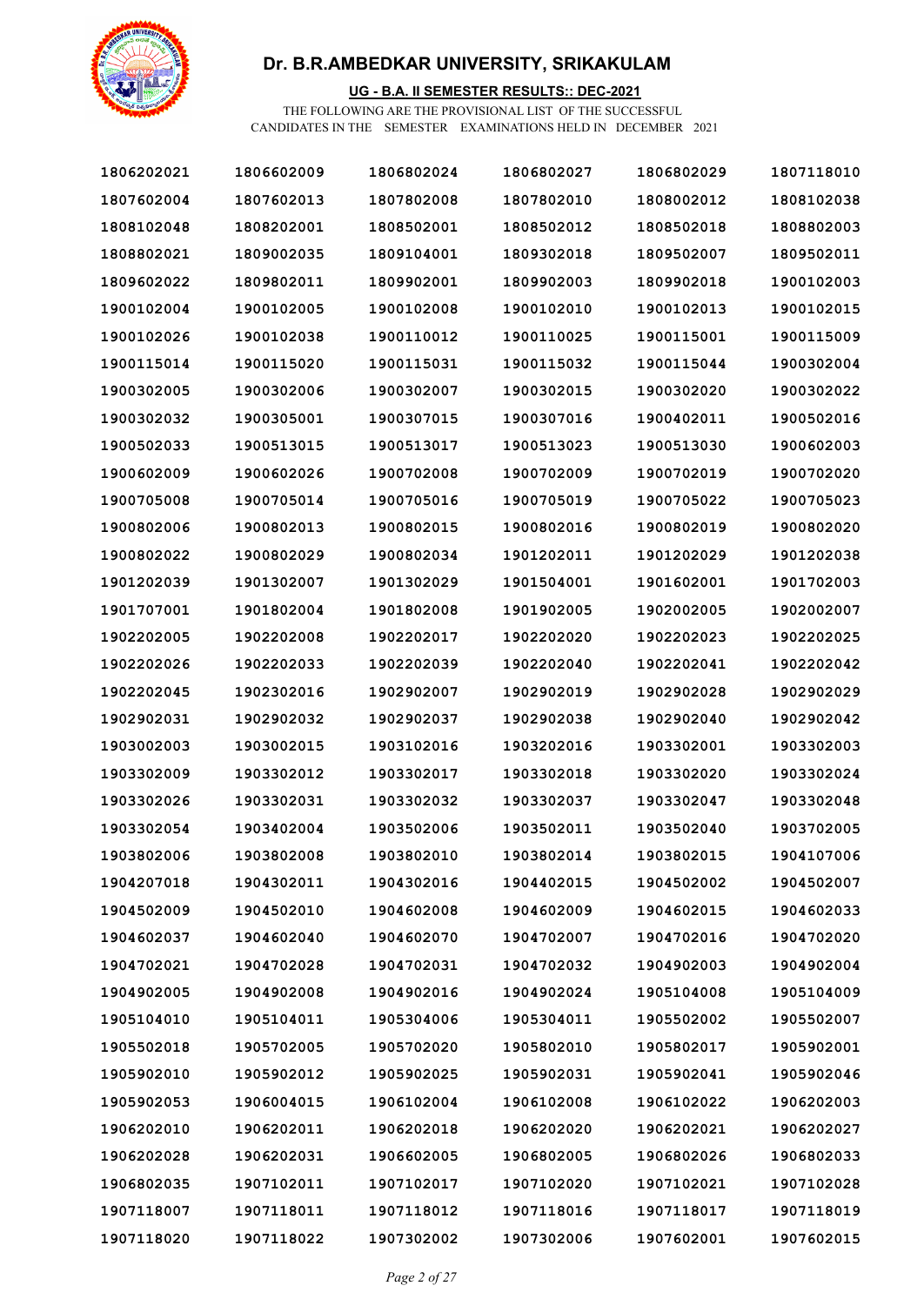# Dr. B.R.AMBEDKAR UNIVERSITY, SRIKAKULAM

**UG - B.A. II SEMESTER RESULTS:: DEC-2021**

THE FOLLOWING ARE THE PROVISIONAL LIST OF THE SUCCESSFUL CANDIDATES IN THE SEMESTER EXAMINATIONS HELD IN DECEMBER 2021

| | | | | | |
|---|---|---|---|---|---|
| 1806202021 | 1806602009 | 1806802024 | 1806802027 | 1806802029 | 1807118010 |
| 1807602004 | 1807602013 | 1807802008 | 1807802010 | 1808002012 | 1808102038 |
| 1808102048 | 1808202001 | 1808502001 | 1808502012 | 1808502018 | 1808802003 |
| 1808802021 | 1809002035 | 1809104001 | 1809302018 | 1809502007 | 1809502011 |
| 1809602022 | 1809802011 | 1809902001 | 1809902003 | 1809902018 | 1900102003 |
| 1900102004 | 1900102005 | 1900102008 | 1900102010 | 1900102013 | 1900102015 |
| 1900102026 | 1900102038 | 1900110012 | 1900110025 | 1900115001 | 1900115009 |
| 1900115014 | 1900115020 | 1900115031 | 1900115032 | 1900115044 | 1900302004 |
| 1900302005 | 1900302006 | 1900302007 | 1900302015 | 1900302020 | 1900302022 |
| 1900302032 | 1900305001 | 1900307015 | 1900307016 | 1900402011 | 1900502016 |
| 1900502033 | 1900513015 | 1900513017 | 1900513023 | 1900513030 | 1900602003 |
| 1900602009 | 1900602026 | 1900702008 | 1900702009 | 1900702019 | 1900702020 |
| 1900705008 | 1900705014 | 1900705016 | 1900705019 | 1900705022 | 1900705023 |
| 1900802006 | 1900802013 | 1900802015 | 1900802016 | 1900802019 | 1900802020 |
| 1900802022 | 1900802029 | 1900802034 | 1901202011 | 1901202029 | 1901202038 |
| 1901202039 | 1901302007 | 1901302029 | 1901504001 | 1901602001 | 1901702003 |
| 1901707001 | 1901802004 | 1901802008 | 1901902005 | 1902002005 | 1902002007 |
| 1902202005 | 1902202008 | 1902202017 | 1902202020 | 1902202023 | 1902202025 |
| 1902202026 | 1902202033 | 1902202039 | 1902202040 | 1902202041 | 1902202042 |
| 1902202045 | 1902302016 | 1902902007 | 1902902019 | 1902902028 | 1902902029 |
| 1902902031 | 1902902032 | 1902902037 | 1902902038 | 1902902040 | 1902902042 |
| 1903002003 | 1903002015 | 1903102016 | 1903202016 | 1903302001 | 1903302003 |
| 1903302009 | 1903302012 | 1903302017 | 1903302018 | 1903302020 | 1903302024 |
| 1903302026 | 1903302031 | 1903302032 | 1903302037 | 1903302047 | 1903302048 |
| 1903302054 | 1903402004 | 1903502006 | 1903502011 | 1903502040 | 1903702005 |
| 1903802006 | 1903802008 | 1903802010 | 1903802014 | 1903802015 | 1904107006 |
| 1904207018 | 1904302011 | 1904302016 | 1904402015 | 1904502002 | 1904502007 |
| 1904502009 | 1904502010 | 1904602008 | 1904602009 | 1904602015 | 1904602033 |
| 1904602037 | 1904602040 | 1904602070 | 1904702007 | 1904702016 | 1904702020 |
| 1904702021 | 1904702028 | 1904702031 | 1904702032 | 1904902003 | 1904902004 |
| 1904902005 | 1904902008 | 1904902016 | 1904902024 | 1905104008 | 1905104009 |
| 1905104010 | 1905104011 | 1905304006 | 1905304011 | 1905502002 | 1905502007 |
| 1905502018 | 1905702005 | 1905702020 | 1905802010 | 1905802017 | 1905902001 |
| 1905902010 | 1905902012 | 1905902025 | 1905902031 | 1905902041 | 1905902046 |
| 1905902053 | 1906004015 | 1906102004 | 1906102008 | 1906102022 | 1906202003 |
| 1906202010 | 1906202011 | 1906202018 | 1906202020 | 1906202021 | 1906202027 |
| 1906202028 | 1906202031 | 1906602005 | 1906802005 | 1906802026 | 1906802033 |
| 1906802035 | 1907102011 | 1907102017 | 1907102020 | 1907102021 | 1907102028 |
| 1907118007 | 1907118011 | 1907118012 | 1907118016 | 1907118017 | 1907118019 |
| 1907118020 | 1907118022 | 1907302002 | 1907302006 | 1907602001 | 1907602015 |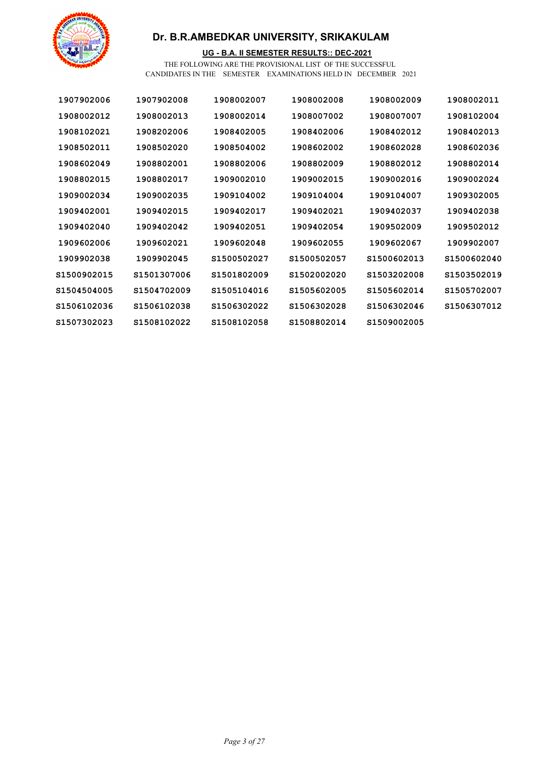# Dr. B.R.AMBEDKAR UNIVERSITY, SRIKAKULAM

**UG - B.A. II SEMESTER RESULTS:: DEC-2021**

THE FOLLOWING ARE THE PROVISIONAL LIST OF THE SUCCESSFUL CANDIDATES IN THE SEMESTER EXAMINATIONS HELD IN DECEMBER 2021

| | | | | | |
|---|---|---|---|---|---|
| 1907902006 | 1907902008 | 1908002007 | 1908002008 | 1908002009 | 1908002011 |
| 1908002012 | 1908002013 | 1908002014 | 1908007002 | 1908007007 | 1908102004 |
| 1908102021 | 1908202006 | 1908402005 | 1908402006 | 1908402012 | 1908402013 |
| 1908502011 | 1908502020 | 1908504002 | 1908602002 | 1908602028 | 1908602036 |
| 1908602049 | 1908802001 | 1908802006 | 1908802009 | 1908802012 | 1908802014 |
| 1908802015 | 1908802017 | 1909002010 | 1909002015 | 1909002016 | 1909002024 |
| 1909002034 | 1909002035 | 1909104002 | 1909104004 | 1909104007 | 1909302005 |
| 1909402001 | 1909402015 | 1909402017 | 1909402021 | 1909402037 | 1909402038 |
| 1909402040 | 1909402042 | 1909402051 | 1909402054 | 1909502009 | 1909502012 |
| 1909602006 | 1909602021 | 1909602048 | 1909602055 | 1909602067 | 1909902007 |
| 1909902038 | 1909902045 | S1500502027 | S1500502057 | S1500602013 | S1500602040 |
| S1500902015 | S1501307006 | S1501802009 | S1502002020 | S1503202008 | S1503502019 |
| S1504504005 | S1504702009 | S1505104016 | S1505602005 | S1505602014 | S1505702007 |
| S1506102036 | S1506102038 | S1506302022 | S1506302028 | S1506302046 | S1506307012 |
| S1507302023 | S1508102022 | S1508102058 | S1508802014 | S1509002005 | |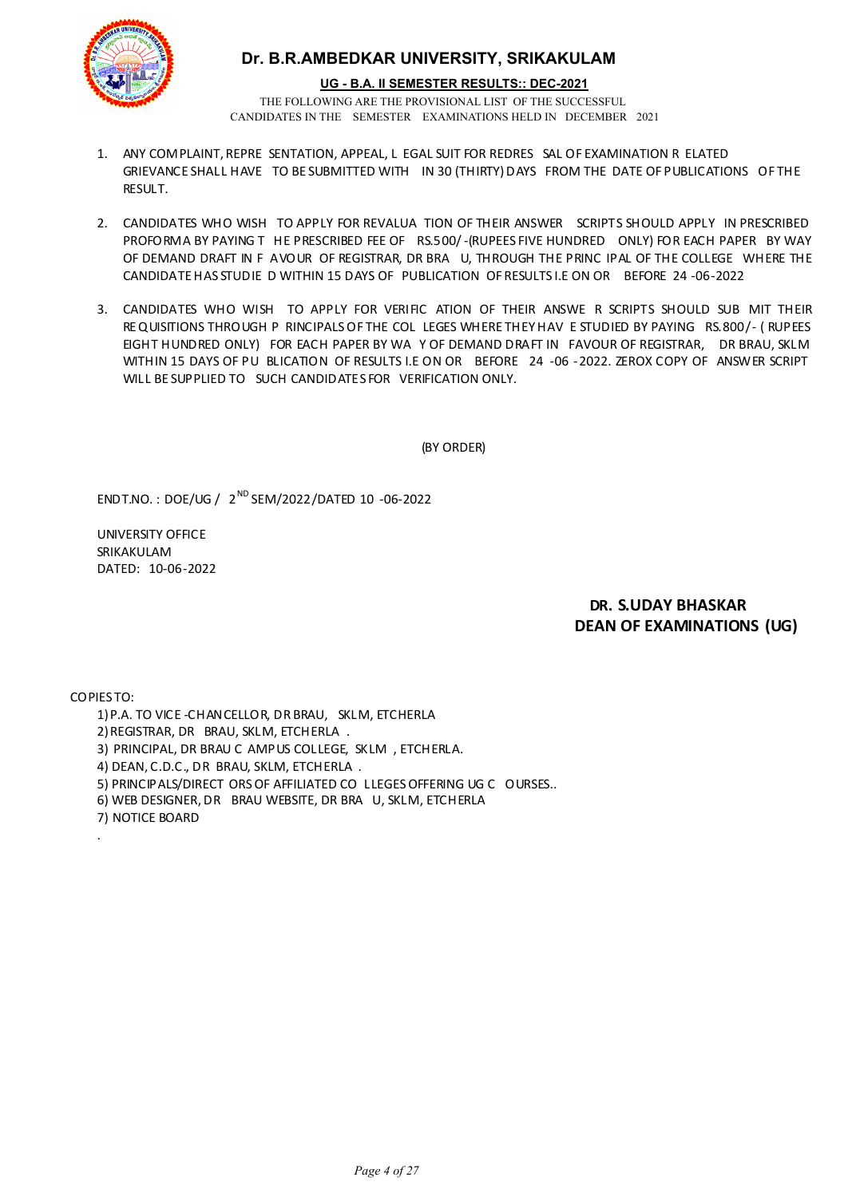# Dr. B.R.AMBEDKAR UNIVERSITY, SRIKAKULAM

**UG - B.A. II SEMESTER RESULTS:: DEC-2021**

THE FOLLOWING ARE THE PROVISIONAL LIST OF THE SUCCESSFUL CANDIDATES IN THE SEMESTER EXAMINATIONS HELD IN DECEMBER 2021

1. ANY COMPLAINT, REPRESENTATION, APPEAL, LEGAL SUIT FOR REDRESSAL OF EXAMINATION RELATED GRIEVANCE SHALL HAVE TO BE SUBMITTED WITHIN 30 (THIRTY) DAYS FROM THE DATE OF PUBLICATIONS OF THE RESULT.

2. CANDIDATES WHO WISH TO APPLY FOR REVALUATION OF THEIR ANSWER SCRIPTS SHOULD APPLY IN PRESCRIBED PROFORMA BY PAYING THE PRESCRIBED FEE OF RS.500/-(RUPEES FIVE HUNDRED ONLY) FOR EACH PAPER BY WAY OF DEMAND DRAFT IN FAVOUR OF REGISTRAR, DR BRAU, THROUGH THE PRINCIPAL OF THE COLLEGE WHERE THE CANDIDATE HAS STUDIED WITHIN 15 DAYS OF PUBLICATION OF RESULTS I.E ON OR BEFORE 24-06-2022

3. CANDIDATES WHO WISH TO APPLY FOR VERIFICATION OF THEIR ANSWER SCRIPTS SHOULD SUBMIT THEIR REQUISITIONS THROUGH PRINCIPALS OF THE COLLEGES WHERE THEY HAVE STUDIED BY PAYING RS.800/- ( RUPEES EIGHT HUNDRED ONLY) FOR EACH PAPER BY WAY OF DEMAND DRAFT IN FAVOUR OF REGISTRAR, DR BRAU, SKLM WITHIN 15 DAYS OF PUBLICATION OF RESULTS I.E ON OR BEFORE 24-06-2022. ZEROX COPY OF ANSWER SCRIPT WILL BE SUPPLIED TO SUCH CANDIDATES FOR VERIFICATION ONLY.

(BY ORDER)

ENDT.NO. : DOE/UG / 2ND SEM/2022/DATED 10-06-2022

UNIVERSITY OFFICE
SRIKAKULAM
DATED: 10-06-2022

**DR. S.UDAY BHASKAR**
**DEAN OF EXAMINATIONS (UG)**

COPIES TO:

1) P.A. TO VICE-CHANCELLOR, DR BRAU, SKLM, ETCHERLA
2) REGISTRAR, DR BRAU, SKLM, ETCHERLA .
3) PRINCIPAL, DR BRAU CAMPUS COLLEGE, SKLM , ETCHERLA.
4) DEAN, C.D.C., DR BRAU, SKLM, ETCHERLA .
5) PRINCIPALS/DIRECTORS OF AFFILIATED COLLEGES OFFERING UG COURSES..
6) WEB DESIGNER, DR BRAU WEBSITE, DR BRAU, SKLM, ETCHERLA
7) NOTICE BOARD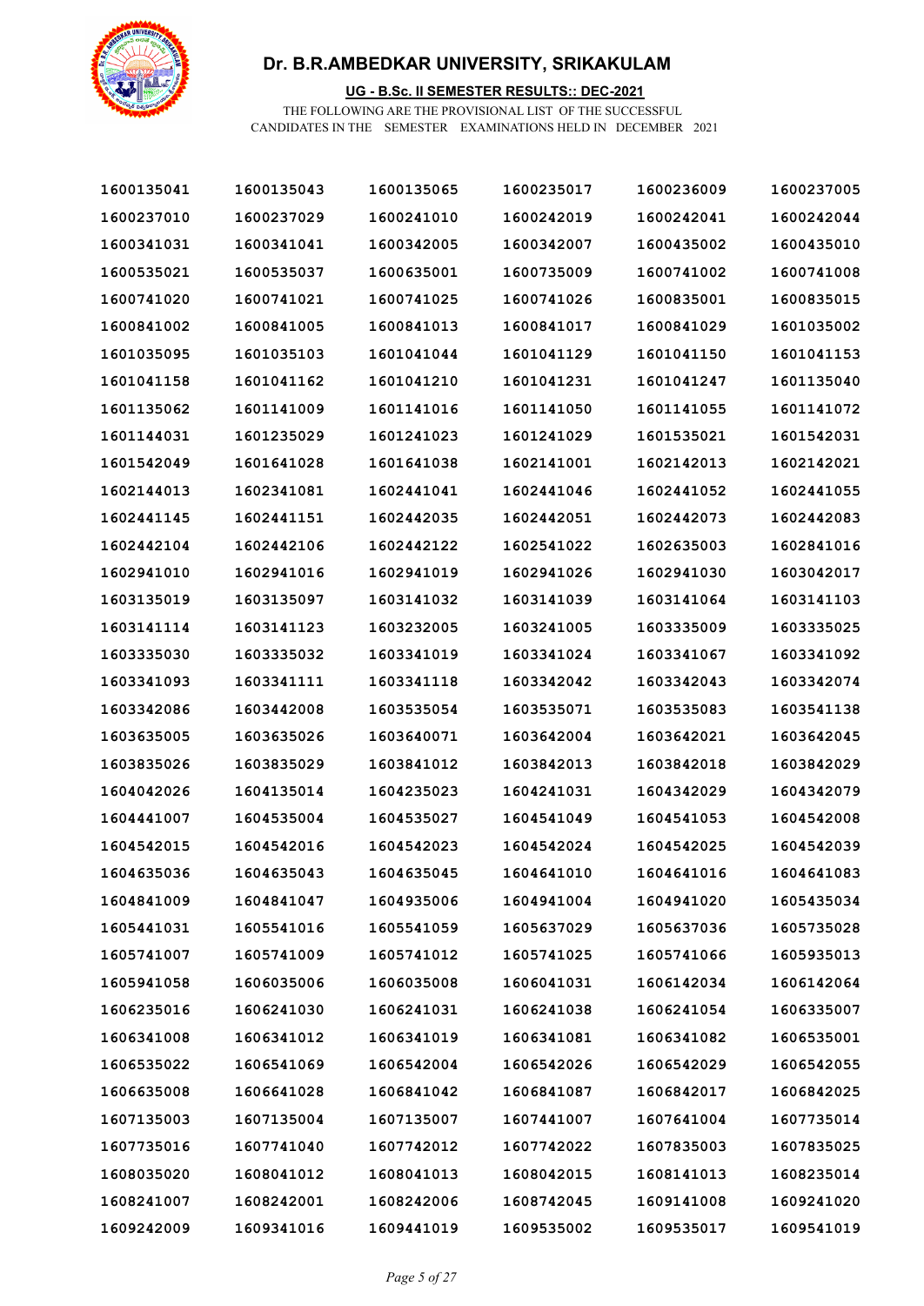# Dr. B.R.AMBEDKAR UNIVERSITY, SRIKAKULAM

**UG - B.Sc. II SEMESTER RESULTS:: DEC-2021**

THE FOLLOWING ARE THE PROVISIONAL LIST OF THE SUCCESSFUL CANDIDATES IN THE SEMESTER EXAMINATIONS HELD IN DECEMBER 2021

| | | | | | |
|---|---|---|---|---|---|
| 1600135041 | 1600135043 | 1600135065 | 1600235017 | 1600236009 | 1600237005 |
| 1600237010 | 1600237029 | 1600241010 | 1600242019 | 1600242041 | 1600242044 |
| 1600341031 | 1600341041 | 1600342005 | 1600342007 | 1600435002 | 1600435010 |
| 1600535021 | 1600535037 | 1600635001 | 1600735009 | 1600741002 | 1600741008 |
| 1600741020 | 1600741021 | 1600741025 | 1600741026 | 1600835001 | 1600835015 |
| 1600841002 | 1600841005 | 1600841013 | 1600841017 | 1600841029 | 1601035002 |
| 1601035095 | 1601035103 | 1601041044 | 1601041129 | 1601041150 | 1601041153 |
| 1601041158 | 1601041162 | 1601041210 | 1601041231 | 1601041247 | 1601135040 |
| 1601135062 | 1601141009 | 1601141016 | 1601141050 | 1601141055 | 1601141072 |
| 1601144031 | 1601235029 | 1601241023 | 1601241029 | 1601535021 | 1601542031 |
| 1601542049 | 1601641028 | 1601641038 | 1602141001 | 1602142013 | 1602142021 |
| 1602144013 | 1602341081 | 1602441041 | 1602441046 | 1602441052 | 1602441055 |
| 1602441145 | 1602441151 | 1602442035 | 1602442051 | 1602442073 | 1602442083 |
| 1602442104 | 1602442106 | 1602442122 | 1602541022 | 1602635003 | 1602841016 |
| 1602941010 | 1602941016 | 1602941019 | 1602941026 | 1602941030 | 1603042017 |
| 1603135019 | 1603135097 | 1603141032 | 1603141039 | 1603141064 | 1603141103 |
| 1603141114 | 1603141123 | 1603232005 | 1603241005 | 1603335009 | 1603335025 |
| 1603335030 | 1603335032 | 1603341019 | 1603341024 | 1603341067 | 1603341092 |
| 1603341093 | 1603341111 | 1603341118 | 1603342042 | 1603342043 | 1603342074 |
| 1603342086 | 1603442008 | 1603535054 | 1603535071 | 1603535083 | 1603541138 |
| 1603635005 | 1603635026 | 1603640071 | 1603642004 | 1603642021 | 1603642045 |
| 1603835026 | 1603835029 | 1603841012 | 1603842013 | 1603842018 | 1603842029 |
| 1604042026 | 1604135014 | 1604235023 | 1604241031 | 1604342029 | 1604342079 |
| 1604441007 | 1604535004 | 1604535027 | 1604541049 | 1604541053 | 1604542008 |
| 1604542015 | 1604542016 | 1604542023 | 1604542024 | 1604542025 | 1604542039 |
| 1604635036 | 1604635043 | 1604635045 | 1604641010 | 1604641016 | 1604641083 |
| 1604841009 | 1604841047 | 1604935006 | 1604941004 | 1604941020 | 1605435034 |
| 1605441031 | 1605541016 | 1605541059 | 1605637029 | 1605637036 | 1605735028 |
| 1605741007 | 1605741009 | 1605741012 | 1605741025 | 1605741066 | 1605935013 |
| 1605941058 | 1606035006 | 1606035008 | 1606041031 | 1606142034 | 1606142064 |
| 1606235016 | 1606241030 | 1606241031 | 1606241038 | 1606241054 | 1606335007 |
| 1606341008 | 1606341012 | 1606341019 | 1606341081 | 1606341082 | 1606535001 |
| 1606535022 | 1606541069 | 1606542004 | 1606542026 | 1606542029 | 1606542055 |
| 1606635008 | 1606641028 | 1606841042 | 1606841087 | 1606842017 | 1606842025 |
| 1607135003 | 1607135004 | 1607135007 | 1607441007 | 1607641004 | 1607735014 |
| 1607735016 | 1607741040 | 1607742012 | 1607742022 | 1607835003 | 1607835025 |
| 1608035020 | 1608041012 | 1608041013 | 1608042015 | 1608141013 | 1608235014 |
| 1608241007 | 1608242001 | 1608242006 | 1608742045 | 1609141008 | 1609241020 |
| 1609242009 | 1609341016 | 1609441019 | 1609535002 | 1609535017 | 1609541019 |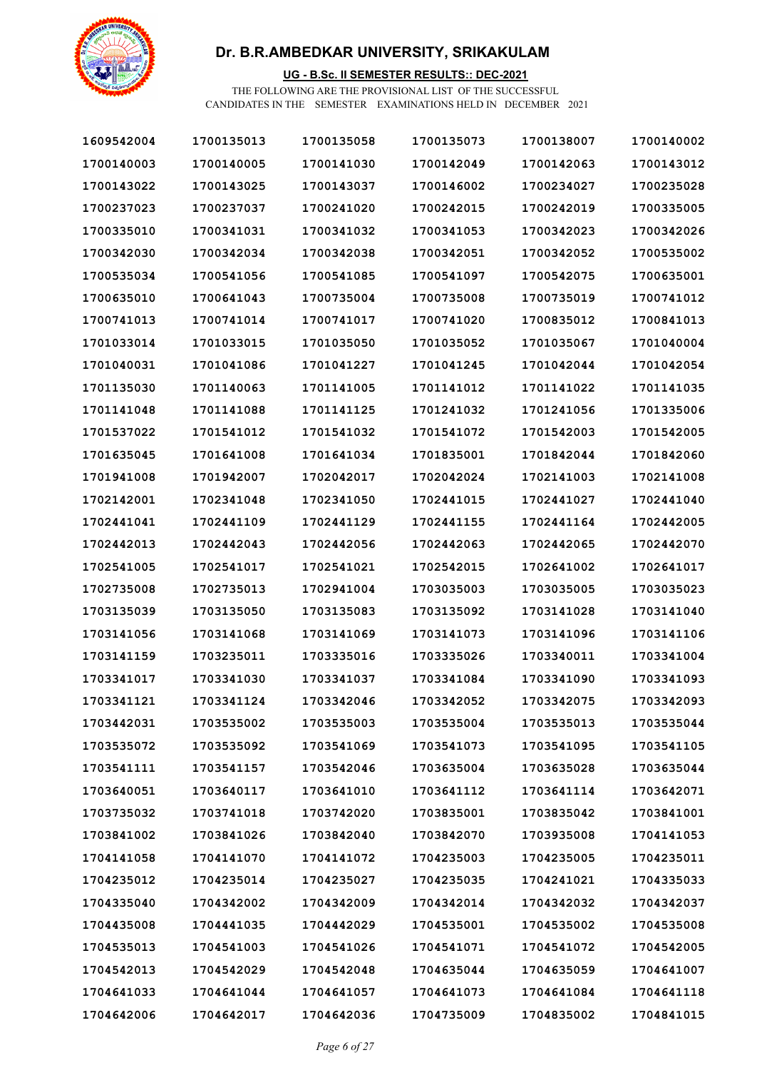# Dr. B.R.AMBEDKAR UNIVERSITY, SRIKAKULAM

**UG - B.Sc. II SEMESTER RESULTS:: DEC-2021**

THE FOLLOWING ARE THE PROVISIONAL LIST OF THE SUCCESSFUL CANDIDATES IN THE SEMESTER EXAMINATIONS HELD IN DECEMBER 2021

| | | | | | |
|---|---|---|---|---|---|
| 1609542004 | 1700135013 | 1700135058 | 1700135073 | 1700138007 | 1700140002 |
| 1700140003 | 1700140005 | 1700141030 | 1700142049 | 1700142063 | 1700143012 |
| 1700143022 | 1700143025 | 1700143037 | 1700146002 | 1700234027 | 1700235028 |
| 1700237023 | 1700237037 | 1700241020 | 1700242015 | 1700242019 | 1700335005 |
| 1700335010 | 1700341031 | 1700341032 | 1700341053 | 1700342023 | 1700342026 |
| 1700342030 | 1700342034 | 1700342038 | 1700342051 | 1700342052 | 1700535002 |
| 1700535034 | 1700541056 | 1700541085 | 1700541097 | 1700542075 | 1700635001 |
| 1700635010 | 1700641043 | 1700735004 | 1700735008 | 1700735019 | 1700741012 |
| 1700741013 | 1700741014 | 1700741017 | 1700741020 | 1700835012 | 1700841013 |
| 1701033014 | 1701033015 | 1701035050 | 1701035052 | 1701035067 | 1701040004 |
| 1701040031 | 1701041086 | 1701041227 | 1701041245 | 1701042044 | 1701042054 |
| 1701135030 | 1701140063 | 1701141005 | 1701141012 | 1701141022 | 1701141035 |
| 1701141048 | 1701141088 | 1701141125 | 1701241032 | 1701241056 | 1701335006 |
| 1701537022 | 1701541012 | 1701541032 | 1701541072 | 1701542003 | 1701542005 |
| 1701635045 | 1701641008 | 1701641034 | 1701835001 | 1701842044 | 1701842060 |
| 1701941008 | 1701942007 | 1702042017 | 1702042024 | 1702141003 | 1702141008 |
| 1702142001 | 1702341048 | 1702341050 | 1702441015 | 1702441027 | 1702441040 |
| 1702441041 | 1702441109 | 1702441129 | 1702441155 | 1702441164 | 1702442005 |
| 1702442013 | 1702442043 | 1702442056 | 1702442063 | 1702442065 | 1702442070 |
| 1702541005 | 1702541017 | 1702541021 | 1702542015 | 1702641002 | 1702641017 |
| 1702735008 | 1702735013 | 1702941004 | 1703035003 | 1703035005 | 1703035023 |
| 1703135039 | 1703135050 | 1703135083 | 1703135092 | 1703141028 | 1703141040 |
| 1703141056 | 1703141068 | 1703141069 | 1703141073 | 1703141096 | 1703141106 |
| 1703141159 | 1703235011 | 1703335016 | 1703335026 | 1703340011 | 1703341004 |
| 1703341017 | 1703341030 | 1703341037 | 1703341084 | 1703341090 | 1703341093 |
| 1703341121 | 1703341124 | 1703342046 | 1703342052 | 1703342075 | 1703342093 |
| 1703442031 | 1703535002 | 1703535003 | 1703535004 | 1703535013 | 1703535044 |
| 1703535072 | 1703535092 | 1703541069 | 1703541073 | 1703541095 | 1703541105 |
| 1703541111 | 1703541157 | 1703542046 | 1703635004 | 1703635028 | 1703635044 |
| 1703640051 | 1703640117 | 1703641010 | 1703641112 | 1703641114 | 1703642071 |
| 1703735032 | 1703741018 | 1703742020 | 1703835001 | 1703835042 | 1703841001 |
| 1703841002 | 1703841026 | 1703842040 | 1703842070 | 1703935008 | 1704141053 |
| 1704141058 | 1704141070 | 1704141072 | 1704235003 | 1704235005 | 1704235011 |
| 1704235012 | 1704235014 | 1704235027 | 1704235035 | 1704241021 | 1704335033 |
| 1704335040 | 1704342002 | 1704342009 | 1704342014 | 1704342032 | 1704342037 |
| 1704435008 | 1704441035 | 1704442029 | 1704535001 | 1704535002 | 1704535008 |
| 1704535013 | 1704541003 | 1704541026 | 1704541071 | 1704541072 | 1704542005 |
| 1704542013 | 1704542029 | 1704542048 | 1704635044 | 1704635059 | 1704641007 |
| 1704641033 | 1704641044 | 1704641057 | 1704641073 | 1704641084 | 1704641118 |
| 1704642006 | 1704642017 | 1704642036 | 1704735009 | 1704835002 | 1704841015 |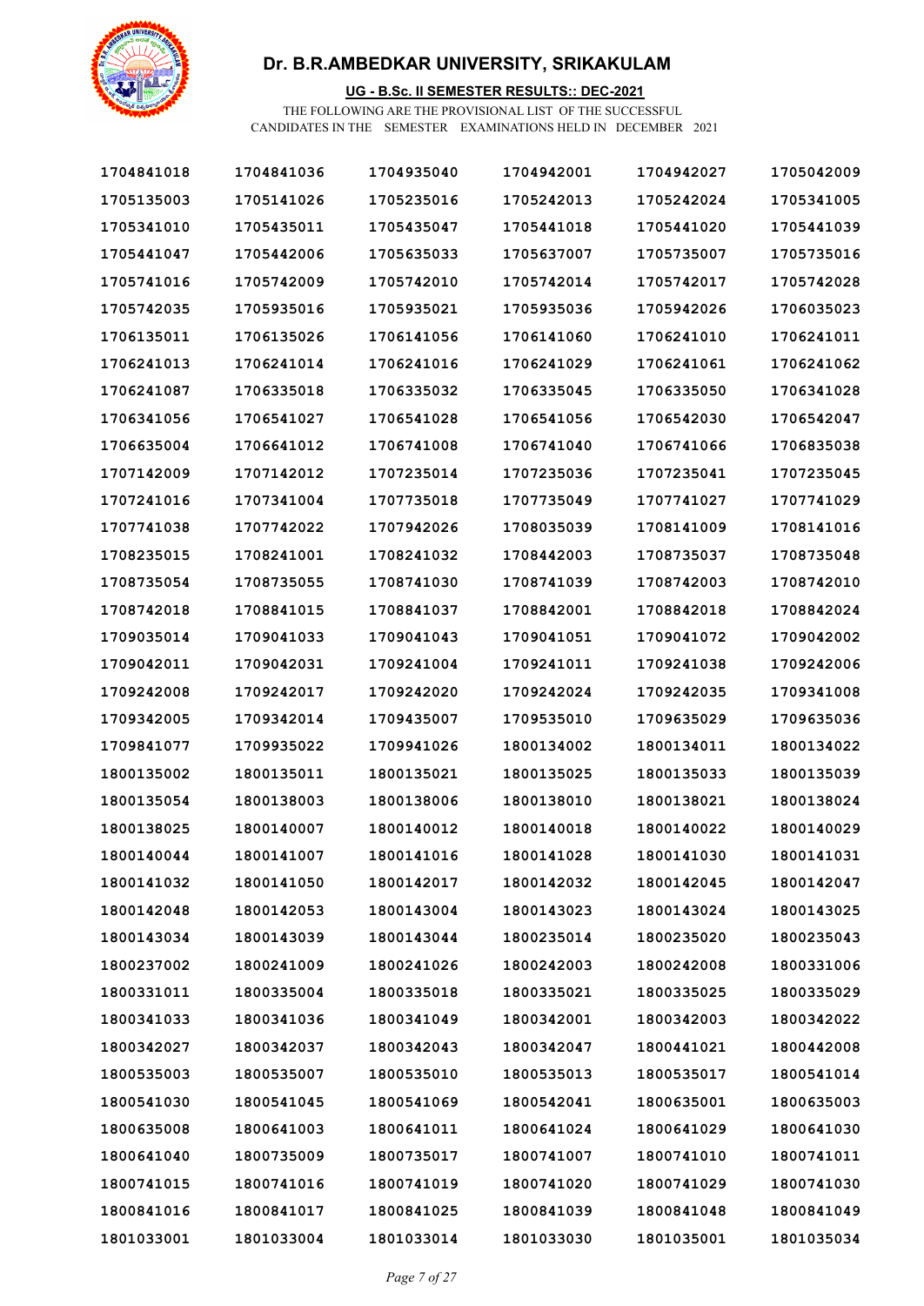# Dr. B.R.AMBEDKAR UNIVERSITY, SRIKAKULAM

**UG - B.Sc. II SEMESTER RESULTS:: DEC-2021**

THE FOLLOWING ARE THE PROVISIONAL LIST OF THE SUCCESSFUL CANDIDATES IN THE SEMESTER EXAMINATIONS HELD IN DECEMBER 2021

| | | | | | |
|---|---|---|---|---|---|
| 1704841018 | 1704841036 | 1704935040 | 1704942001 | 1704942027 | 1705042009 |
| 1705135003 | 1705141026 | 1705235016 | 1705242013 | 1705242024 | 1705341005 |
| 1705341010 | 1705435011 | 1705435047 | 1705441018 | 1705441020 | 1705441039 |
| 1705441047 | 1705442006 | 1705635033 | 1705637007 | 1705735007 | 1705735016 |
| 1705741016 | 1705742009 | 1705742010 | 1705742014 | 1705742017 | 1705742028 |
| 1705742035 | 1705935016 | 1705935021 | 1705935036 | 1705942026 | 1706035023 |
| 1706135011 | 1706135026 | 1706141056 | 1706141060 | 1706241010 | 1706241011 |
| 1706241013 | 1706241014 | 1706241016 | 1706241029 | 1706241061 | 1706241062 |
| 1706241087 | 1706335018 | 1706335032 | 1706335045 | 1706335050 | 1706341028 |
| 1706341056 | 1706541027 | 1706541028 | 1706541056 | 1706542030 | 1706542047 |
| 1706635004 | 1706641012 | 1706741008 | 1706741040 | 1706741066 | 1706835038 |
| 1707142009 | 1707142012 | 1707235014 | 1707235036 | 1707235041 | 1707235045 |
| 1707241016 | 1707341004 | 1707735018 | 1707735049 | 1707741027 | 1707741029 |
| 1707741038 | 1707742022 | 1707942026 | 1708035039 | 1708141009 | 1708141016 |
| 1708235015 | 1708241001 | 1708241032 | 1708442003 | 1708735037 | 1708735048 |
| 1708735054 | 1708735055 | 1708741030 | 1708741039 | 1708742003 | 1708742010 |
| 1708742018 | 1708841015 | 1708841037 | 1708842001 | 1708842018 | 1708842024 |
| 1709035014 | 1709041033 | 1709041043 | 1709041051 | 1709041072 | 1709042002 |
| 1709042011 | 1709042031 | 1709241004 | 1709241011 | 1709241038 | 1709242006 |
| 1709242008 | 1709242017 | 1709242020 | 1709242024 | 1709242035 | 1709341008 |
| 1709342005 | 1709342014 | 1709435007 | 1709535010 | 1709635029 | 1709635036 |
| 1709841077 | 1709935022 | 1709941026 | 1800134002 | 1800134011 | 1800134022 |
| 1800135002 | 1800135011 | 1800135021 | 1800135025 | 1800135033 | 1800135039 |
| 1800135054 | 1800138003 | 1800138006 | 1800138010 | 1800138021 | 1800138024 |
| 1800138025 | 1800140007 | 1800140012 | 1800140018 | 1800140022 | 1800140029 |
| 1800140044 | 1800141007 | 1800141016 | 1800141028 | 1800141030 | 1800141031 |
| 1800141032 | 1800141050 | 1800142017 | 1800142032 | 1800142045 | 1800142047 |
| 1800142048 | 1800142053 | 1800143004 | 1800143023 | 1800143024 | 1800143025 |
| 1800143034 | 1800143039 | 1800143044 | 1800235014 | 1800235020 | 1800235043 |
| 1800237002 | 1800241009 | 1800241026 | 1800242003 | 1800242008 | 1800331006 |
| 1800331011 | 1800335004 | 1800335018 | 1800335021 | 1800335025 | 1800335029 |
| 1800341033 | 1800341036 | 1800341049 | 1800342001 | 1800342003 | 1800342022 |
| 1800342027 | 1800342037 | 1800342043 | 1800342047 | 1800441021 | 1800442008 |
| 1800535003 | 1800535007 | 1800535010 | 1800535013 | 1800535017 | 1800541014 |
| 1800541030 | 1800541045 | 1800541069 | 1800542041 | 1800635001 | 1800635003 |
| 1800635008 | 1800641003 | 1800641011 | 1800641024 | 1800641029 | 1800641030 |
| 1800641040 | 1800735009 | 1800735017 | 1800741007 | 1800741010 | 1800741011 |
| 1800741015 | 1800741016 | 1800741019 | 1800741020 | 1800741029 | 1800741030 |
| 1800841016 | 1800841017 | 1800841025 | 1800841039 | 1800841048 | 1800841049 |
| 1801033001 | 1801033004 | 1801033014 | 1801033030 | 1801035001 | 1801035034 |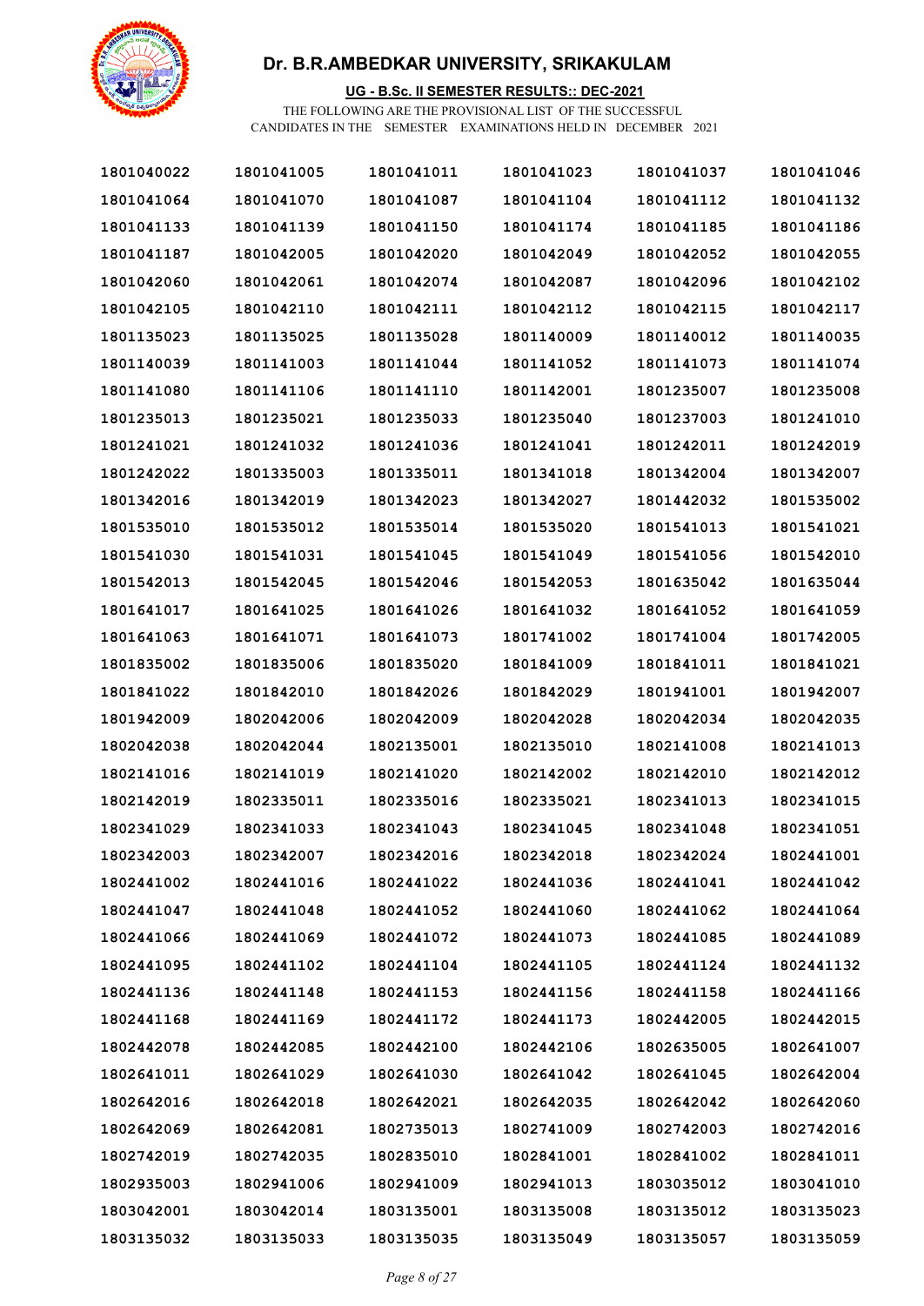# Dr. B.R.AMBEDKAR UNIVERSITY, SRIKAKULAM

**UG - B.Sc. II SEMESTER RESULTS:: DEC-2021**

THE FOLLOWING ARE THE PROVISIONAL LIST OF THE SUCCESSFUL CANDIDATES IN THE SEMESTER EXAMINATIONS HELD IN DECEMBER 2021

| | | | | | |
|---|---|---|---|---|---|
| 1801040022 | 1801041005 | 1801041011 | 1801041023 | 1801041037 | 1801041046 |
| 1801041064 | 1801041070 | 1801041087 | 1801041104 | 1801041112 | 1801041132 |
| 1801041133 | 1801041139 | 1801041150 | 1801041174 | 1801041185 | 1801041186 |
| 1801041187 | 1801042005 | 1801042020 | 1801042049 | 1801042052 | 1801042055 |
| 1801042060 | 1801042061 | 1801042074 | 1801042087 | 1801042096 | 1801042102 |
| 1801042105 | 1801042110 | 1801042111 | 1801042112 | 1801042115 | 1801042117 |
| 1801135023 | 1801135025 | 1801135028 | 1801140009 | 1801140012 | 1801140035 |
| 1801140039 | 1801141003 | 1801141044 | 1801141052 | 1801141073 | 1801141074 |
| 1801141080 | 1801141106 | 1801141110 | 1801142001 | 1801235007 | 1801235008 |
| 1801235013 | 1801235021 | 1801235033 | 1801235040 | 1801237003 | 1801241010 |
| 1801241021 | 1801241032 | 1801241036 | 1801241041 | 1801242011 | 1801242019 |
| 1801242022 | 1801335003 | 1801335011 | 1801341018 | 1801342004 | 1801342007 |
| 1801342016 | 1801342019 | 1801342023 | 1801342027 | 1801442032 | 1801535002 |
| 1801535010 | 1801535012 | 1801535014 | 1801535020 | 1801541013 | 1801541021 |
| 1801541030 | 1801541031 | 1801541045 | 1801541049 | 1801541056 | 1801542010 |
| 1801542013 | 1801542045 | 1801542046 | 1801542053 | 1801635042 | 1801635044 |
| 1801641017 | 1801641025 | 1801641026 | 1801641032 | 1801641052 | 1801641059 |
| 1801641063 | 1801641071 | 1801641073 | 1801741002 | 1801741004 | 1801742005 |
| 1801835002 | 1801835006 | 1801835020 | 1801841009 | 1801841011 | 1801841021 |
| 1801841022 | 1801842010 | 1801842026 | 1801842029 | 1801941001 | 1801942007 |
| 1801942009 | 1802042006 | 1802042009 | 1802042028 | 1802042034 | 1802042035 |
| 1802042038 | 1802042044 | 1802135001 | 1802135010 | 1802141008 | 1802141013 |
| 1802141016 | 1802141019 | 1802141020 | 1802142002 | 1802142010 | 1802142012 |
| 1802142019 | 1802335011 | 1802335016 | 1802335021 | 1802341013 | 1802341015 |
| 1802341029 | 1802341033 | 1802341043 | 1802341045 | 1802341048 | 1802341051 |
| 1802342003 | 1802342007 | 1802342016 | 1802342018 | 1802342024 | 1802441001 |
| 1802441002 | 1802441016 | 1802441022 | 1802441036 | 1802441041 | 1802441042 |
| 1802441047 | 1802441048 | 1802441052 | 1802441060 | 1802441062 | 1802441064 |
| 1802441066 | 1802441069 | 1802441072 | 1802441073 | 1802441085 | 1802441089 |
| 1802441095 | 1802441102 | 1802441104 | 1802441105 | 1802441124 | 1802441132 |
| 1802441136 | 1802441148 | 1802441153 | 1802441156 | 1802441158 | 1802441166 |
| 1802441168 | 1802441169 | 1802441172 | 1802441173 | 1802442005 | 1802442015 |
| 1802442078 | 1802442085 | 1802442100 | 1802442106 | 1802635005 | 1802641007 |
| 1802641011 | 1802641029 | 1802641030 | 1802641042 | 1802641045 | 1802642004 |
| 1802642016 | 1802642018 | 1802642021 | 1802642035 | 1802642042 | 1802642060 |
| 1802642069 | 1802642081 | 1802735013 | 1802741009 | 1802742003 | 1802742016 |
| 1802742019 | 1802742035 | 1802835010 | 1802841001 | 1802841002 | 1802841011 |
| 1802935003 | 1802941006 | 1802941009 | 1802941013 | 1803035012 | 1803041010 |
| 1803042001 | 1803042014 | 1803135001 | 1803135008 | 1803135012 | 1803135023 |
| 1803135032 | 1803135033 | 1803135035 | 1803135049 | 1803135057 | 1803135059 |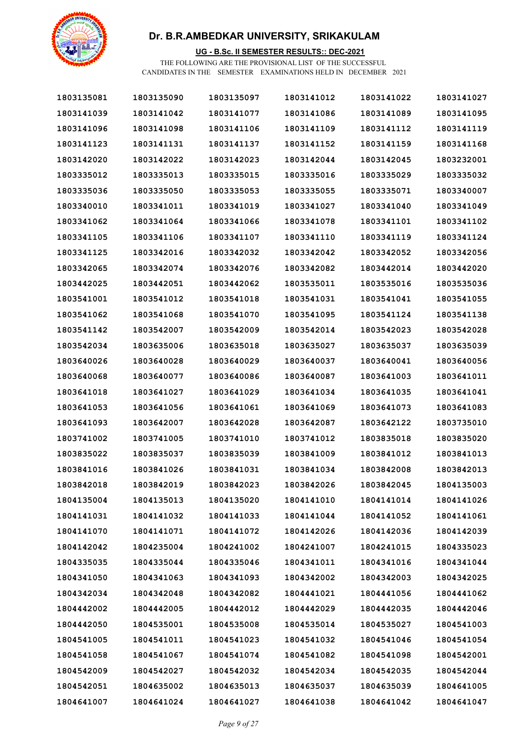# Dr. B.R.AMBEDKAR UNIVERSITY, SRIKAKULAM

**UG - B.Sc. II SEMESTER RESULTS:: DEC-2021**

THE FOLLOWING ARE THE PROVISIONAL LIST OF THE SUCCESSFUL CANDIDATES IN THE SEMESTER EXAMINATIONS HELD IN DECEMBER 2021

| | | | | | |
|---|---|---|---|---|---|
| 1803135081 | 1803135090 | 1803135097 | 1803141012 | 1803141022 | 1803141027 |
| 1803141039 | 1803141042 | 1803141077 | 1803141086 | 1803141089 | 1803141095 |
| 1803141096 | 1803141098 | 1803141106 | 1803141109 | 1803141112 | 1803141119 |
| 1803141123 | 1803141131 | 1803141137 | 1803141152 | 1803141159 | 1803141168 |
| 1803142020 | 1803142022 | 1803142023 | 1803142044 | 1803142045 | 1803232001 |
| 1803335012 | 1803335013 | 1803335015 | 1803335016 | 1803335029 | 1803335032 |
| 1803335036 | 1803335050 | 1803335053 | 1803335055 | 1803335071 | 1803340007 |
| 1803340010 | 1803341011 | 1803341019 | 1803341027 | 1803341040 | 1803341049 |
| 1803341062 | 1803341064 | 1803341066 | 1803341078 | 1803341101 | 1803341102 |
| 1803341105 | 1803341106 | 1803341107 | 1803341110 | 1803341119 | 1803341124 |
| 1803341125 | 1803342016 | 1803342032 | 1803342042 | 1803342052 | 1803342056 |
| 1803342065 | 1803342074 | 1803342076 | 1803342082 | 1803442014 | 1803442020 |
| 1803442025 | 1803442051 | 1803442062 | 1803535011 | 1803535016 | 1803535036 |
| 1803541001 | 1803541012 | 1803541018 | 1803541031 | 1803541041 | 1803541055 |
| 1803541062 | 1803541068 | 1803541070 | 1803541095 | 1803541124 | 1803541138 |
| 1803541142 | 1803542007 | 1803542009 | 1803542014 | 1803542023 | 1803542028 |
| 1803542034 | 1803635006 | 1803635018 | 1803635027 | 1803635037 | 1803635039 |
| 1803640026 | 1803640028 | 1803640029 | 1803640037 | 1803640041 | 1803640056 |
| 1803640068 | 1803640077 | 1803640086 | 1803640087 | 1803641003 | 1803641011 |
| 1803641018 | 1803641027 | 1803641029 | 1803641034 | 1803641035 | 1803641041 |
| 1803641053 | 1803641056 | 1803641061 | 1803641069 | 1803641073 | 1803641083 |
| 1803641093 | 1803642007 | 1803642028 | 1803642087 | 1803642122 | 1803735010 |
| 1803741002 | 1803741005 | 1803741010 | 1803741012 | 1803835018 | 1803835020 |
| 1803835022 | 1803835037 | 1803835039 | 1803841009 | 1803841012 | 1803841013 |
| 1803841016 | 1803841026 | 1803841031 | 1803841034 | 1803842008 | 1803842013 |
| 1803842018 | 1803842019 | 1803842023 | 1803842026 | 1803842045 | 1804135003 |
| 1804135004 | 1804135013 | 1804135020 | 1804141010 | 1804141014 | 1804141026 |
| 1804141031 | 1804141032 | 1804141033 | 1804141044 | 1804141052 | 1804141061 |
| 1804141070 | 1804141071 | 1804141072 | 1804142026 | 1804142036 | 1804142039 |
| 1804142042 | 1804235004 | 1804241002 | 1804241007 | 1804241015 | 1804335023 |
| 1804335035 | 1804335044 | 1804335046 | 1804341011 | 1804341016 | 1804341044 |
| 1804341050 | 1804341063 | 1804341093 | 1804342002 | 1804342003 | 1804342025 |
| 1804342034 | 1804342048 | 1804342082 | 1804441021 | 1804441056 | 1804441062 |
| 1804442002 | 1804442005 | 1804442012 | 1804442029 | 1804442035 | 1804442046 |
| 1804442050 | 1804535001 | 1804535008 | 1804535014 | 1804535027 | 1804541003 |
| 1804541005 | 1804541011 | 1804541023 | 1804541032 | 1804541046 | 1804541054 |
| 1804541058 | 1804541067 | 1804541074 | 1804541082 | 1804541098 | 1804542001 |
| 1804542009 | 1804542027 | 1804542032 | 1804542034 | 1804542035 | 1804542044 |
| 1804542051 | 1804635002 | 1804635013 | 1804635037 | 1804635039 | 1804641005 |
| 1804641007 | 1804641024 | 1804641027 | 1804641038 | 1804641042 | 1804641047 |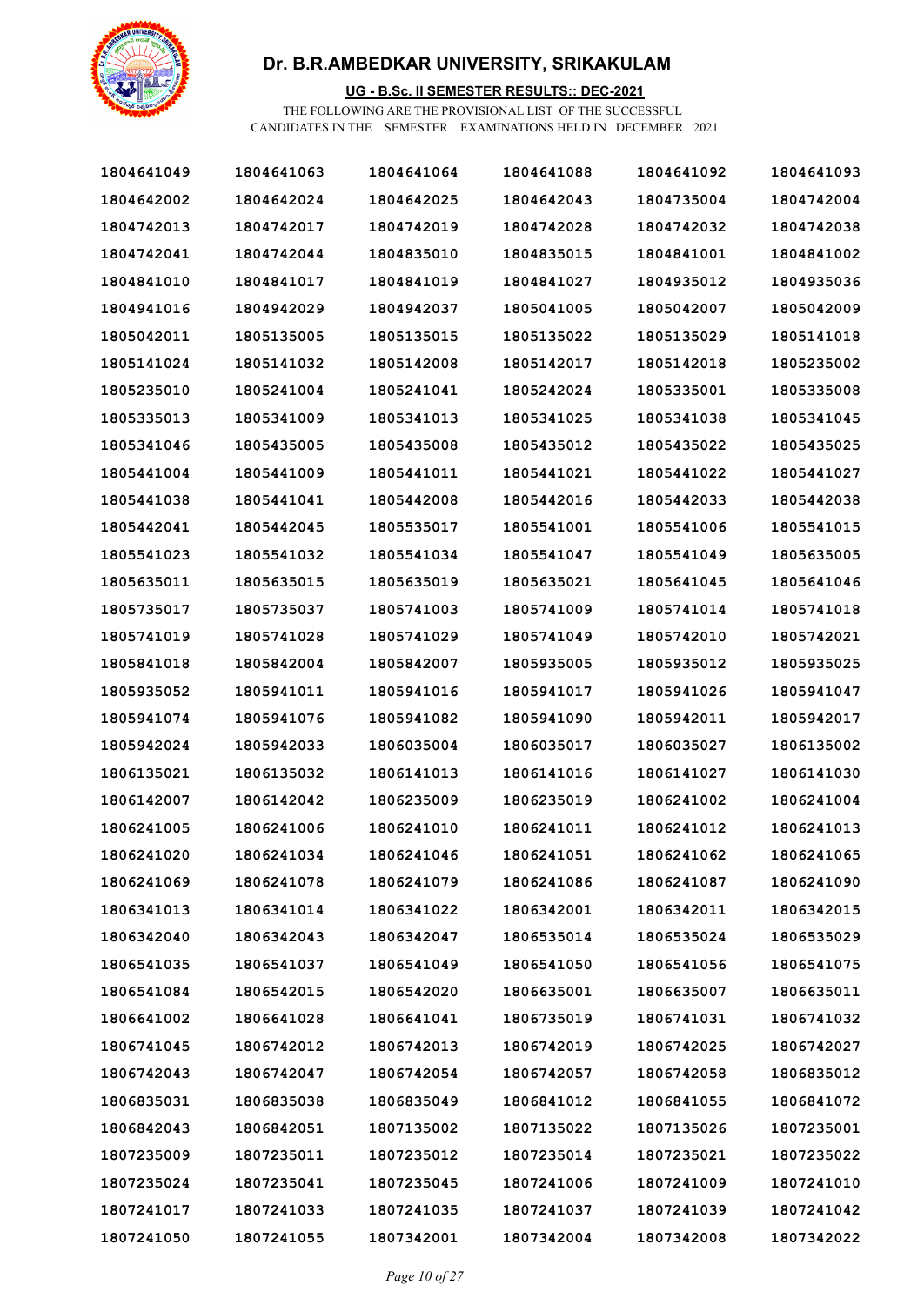# Dr. B.R.AMBEDKAR UNIVERSITY, SRIKAKULAM

**UG - B.Sc. II SEMESTER RESULTS:: DEC-2021**

THE FOLLOWING ARE THE PROVISIONAL LIST OF THE SUCCESSFUL CANDIDATES IN THE SEMESTER EXAMINATIONS HELD IN DECEMBER 2021

| | | | | | |
|---|---|---|---|---|---|
| 1804641049 | 1804641063 | 1804641064 | 1804641088 | 1804641092 | 1804641093 |
| 1804642002 | 1804642024 | 1804642025 | 1804642043 | 1804735004 | 1804742004 |
| 1804742013 | 1804742017 | 1804742019 | 1804742028 | 1804742032 | 1804742038 |
| 1804742041 | 1804742044 | 1804835010 | 1804835015 | 1804841001 | 1804841002 |
| 1804841010 | 1804841017 | 1804841019 | 1804841027 | 1804935012 | 1804935036 |
| 1804941016 | 1804942029 | 1804942037 | 1805041005 | 1805042007 | 1805042009 |
| 1805042011 | 1805135005 | 1805135015 | 1805135022 | 1805135029 | 1805141018 |
| 1805141024 | 1805141032 | 1805142008 | 1805142017 | 1805142018 | 1805235002 |
| 1805235010 | 1805241004 | 1805241041 | 1805242024 | 1805335001 | 1805335008 |
| 1805335013 | 1805341009 | 1805341013 | 1805341025 | 1805341038 | 1805341045 |
| 1805341046 | 1805435005 | 1805435008 | 1805435012 | 1805435022 | 1805435025 |
| 1805441004 | 1805441009 | 1805441011 | 1805441021 | 1805441022 | 1805441027 |
| 1805441038 | 1805441041 | 1805442008 | 1805442016 | 1805442033 | 1805442038 |
| 1805442041 | 1805442045 | 1805535017 | 1805541001 | 1805541006 | 1805541015 |
| 1805541023 | 1805541032 | 1805541034 | 1805541047 | 1805541049 | 1805635005 |
| 1805635011 | 1805635015 | 1805635019 | 1805635021 | 1805641045 | 1805641046 |
| 1805735017 | 1805735037 | 1805741003 | 1805741009 | 1805741014 | 1805741018 |
| 1805741019 | 1805741028 | 1805741029 | 1805741049 | 1805742010 | 1805742021 |
| 1805841018 | 1805842004 | 1805842007 | 1805935005 | 1805935012 | 1805935025 |
| 1805935052 | 1805941011 | 1805941016 | 1805941017 | 1805941026 | 1805941047 |
| 1805941074 | 1805941076 | 1805941082 | 1805941090 | 1805942011 | 1805942017 |
| 1805942024 | 1805942033 | 1806035004 | 1806035017 | 1806035027 | 1806135002 |
| 1806135021 | 1806135032 | 1806141013 | 1806141016 | 1806141027 | 1806141030 |
| 1806142007 | 1806142042 | 1806235009 | 1806235019 | 1806241002 | 1806241004 |
| 1806241005 | 1806241006 | 1806241010 | 1806241011 | 1806241012 | 1806241013 |
| 1806241020 | 1806241034 | 1806241046 | 1806241051 | 1806241062 | 1806241065 |
| 1806241069 | 1806241078 | 1806241079 | 1806241086 | 1806241087 | 1806241090 |
| 1806341013 | 1806341014 | 1806341022 | 1806342001 | 1806342011 | 1806342015 |
| 1806342040 | 1806342043 | 1806342047 | 1806535014 | 1806535024 | 1806535029 |
| 1806541035 | 1806541037 | 1806541049 | 1806541050 | 1806541056 | 1806541075 |
| 1806541084 | 1806542015 | 1806542020 | 1806635001 | 1806635007 | 1806635011 |
| 1806641002 | 1806641028 | 1806641041 | 1806735019 | 1806741031 | 1806741032 |
| 1806741045 | 1806742012 | 1806742013 | 1806742019 | 1806742025 | 1806742027 |
| 1806742043 | 1806742047 | 1806742054 | 1806742057 | 1806742058 | 1806835012 |
| 1806835031 | 1806835038 | 1806835049 | 1806841012 | 1806841055 | 1806841072 |
| 1806842043 | 1806842051 | 1807135002 | 1807135022 | 1807135026 | 1807235001 |
| 1807235009 | 1807235011 | 1807235012 | 1807235014 | 1807235021 | 1807235022 |
| 1807235024 | 1807235041 | 1807235045 | 1807241006 | 1807241009 | 1807241010 |
| 1807241017 | 1807241033 | 1807241035 | 1807241037 | 1807241039 | 1807241042 |
| 1807241050 | 1807241055 | 1807342001 | 1807342004 | 1807342008 | 1807342022 |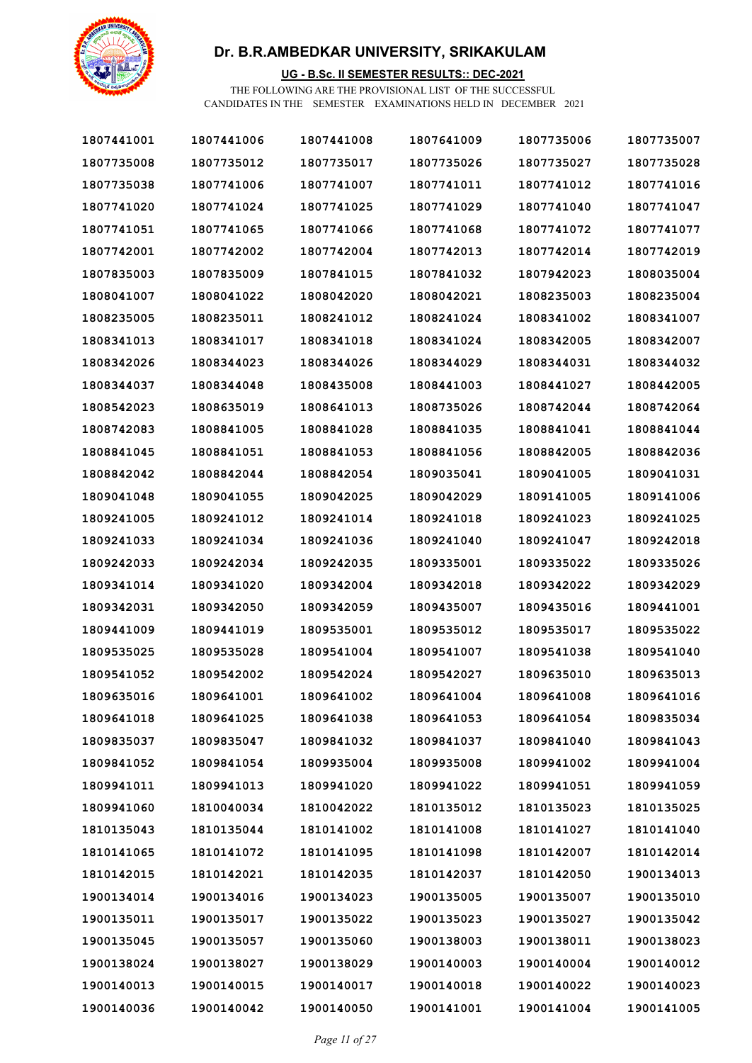# Dr. B.R.AMBEDKAR UNIVERSITY, SRIKAKULAM

**UG - B.Sc. II SEMESTER RESULTS:: DEC-2021**

THE FOLLOWING ARE THE PROVISIONAL LIST OF THE SUCCESSFUL CANDIDATES IN THE SEMESTER EXAMINATIONS HELD IN DECEMBER 2021

| | | | | | |
|---|---|---|---|---|---|
| 1807441001 | 1807441006 | 1807441008 | 1807641009 | 1807735006 | 1807735007 |
| 1807735008 | 1807735012 | 1807735017 | 1807735026 | 1807735027 | 1807735028 |
| 1807735038 | 1807741006 | 1807741007 | 1807741011 | 1807741012 | 1807741016 |
| 1807741020 | 1807741024 | 1807741025 | 1807741029 | 1807741040 | 1807741047 |
| 1807741051 | 1807741065 | 1807741066 | 1807741068 | 1807741072 | 1807741077 |
| 1807742001 | 1807742002 | 1807742004 | 1807742013 | 1807742014 | 1807742019 |
| 1807835003 | 1807835009 | 1807841015 | 1807841032 | 1807942023 | 1808035004 |
| 1808041007 | 1808041022 | 1808042020 | 1808042021 | 1808235003 | 1808235004 |
| 1808235005 | 1808235011 | 1808241012 | 1808241024 | 1808341002 | 1808341007 |
| 1808341013 | 1808341017 | 1808341018 | 1808341024 | 1808342005 | 1808342007 |
| 1808342026 | 1808344023 | 1808344026 | 1808344029 | 1808344031 | 1808344032 |
| 1808344037 | 1808344048 | 1808435008 | 1808441003 | 1808441027 | 1808442005 |
| 1808542023 | 1808635019 | 1808641013 | 1808735026 | 1808742044 | 1808742064 |
| 1808742083 | 1808841005 | 1808841028 | 1808841035 | 1808841041 | 1808841044 |
| 1808841045 | 1808841051 | 1808841053 | 1808841056 | 1808842005 | 1808842036 |
| 1808842042 | 1808842044 | 1808842054 | 1809035041 | 1809041005 | 1809041031 |
| 1809041048 | 1809041055 | 1809042025 | 1809042029 | 1809141005 | 1809141006 |
| 1809241005 | 1809241012 | 1809241014 | 1809241018 | 1809241023 | 1809241025 |
| 1809241033 | 1809241034 | 1809241036 | 1809241040 | 1809241047 | 1809242018 |
| 1809242033 | 1809242034 | 1809242035 | 1809335001 | 1809335022 | 1809335026 |
| 1809341014 | 1809341020 | 1809342004 | 1809342018 | 1809342022 | 1809342029 |
| 1809342031 | 1809342050 | 1809342059 | 1809435007 | 1809435016 | 1809441001 |
| 1809441009 | 1809441019 | 1809535001 | 1809535012 | 1809535017 | 1809535022 |
| 1809535025 | 1809535028 | 1809541004 | 1809541007 | 1809541038 | 1809541040 |
| 1809541052 | 1809542002 | 1809542024 | 1809542027 | 1809635010 | 1809635013 |
| 1809635016 | 1809641001 | 1809641002 | 1809641004 | 1809641008 | 1809641016 |
| 1809641018 | 1809641025 | 1809641038 | 1809641053 | 1809641054 | 1809835034 |
| 1809835037 | 1809835047 | 1809841032 | 1809841037 | 1809841040 | 1809841043 |
| 1809841052 | 1809841054 | 1809935004 | 1809935008 | 1809941002 | 1809941004 |
| 1809941011 | 1809941013 | 1809941020 | 1809941022 | 1809941051 | 1809941059 |
| 1809941060 | 1810040034 | 1810042022 | 1810135012 | 1810135023 | 1810135025 |
| 1810135043 | 1810135044 | 1810141002 | 1810141008 | 1810141027 | 1810141040 |
| 1810141065 | 1810141072 | 1810141095 | 1810141098 | 1810142007 | 1810142014 |
| 1810142015 | 1810142021 | 1810142035 | 1810142037 | 1810142050 | 1900134013 |
| 1900134014 | 1900134016 | 1900134023 | 1900135005 | 1900135007 | 1900135010 |
| 1900135011 | 1900135017 | 1900135022 | 1900135023 | 1900135027 | 1900135042 |
| 1900135045 | 1900135057 | 1900135060 | 1900138003 | 1900138011 | 1900138023 |
| 1900138024 | 1900138027 | 1900138029 | 1900140003 | 1900140004 | 1900140012 |
| 1900140013 | 1900140015 | 1900140017 | 1900140018 | 1900140022 | 1900140023 |
| 1900140036 | 1900140042 | 1900140050 | 1900141001 | 1900141004 | 1900141005 |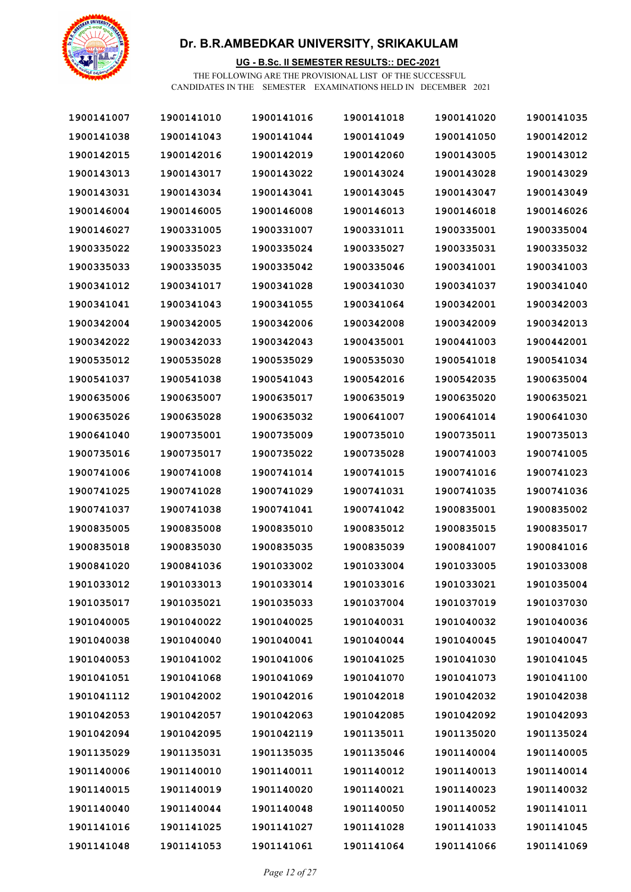# Dr. B.R.AMBEDKAR UNIVERSITY, SRIKAKULAM

**UG - B.Sc. II SEMESTER RESULTS:: DEC-2021**

THE FOLLOWING ARE THE PROVISIONAL LIST OF THE SUCCESSFUL CANDIDATES IN THE SEMESTER EXAMINATIONS HELD IN DECEMBER 2021

| | | | | | |
|---|---|---|---|---|---|
| 1900141007 | 1900141010 | 1900141016 | 1900141018 | 1900141020 | 1900141035 |
| 1900141038 | 1900141043 | 1900141044 | 1900141049 | 1900141050 | 1900142012 |
| 1900142015 | 1900142016 | 1900142019 | 1900142060 | 1900143005 | 1900143012 |
| 1900143013 | 1900143017 | 1900143022 | 1900143024 | 1900143028 | 1900143029 |
| 1900143031 | 1900143034 | 1900143041 | 1900143045 | 1900143047 | 1900143049 |
| 1900146004 | 1900146005 | 1900146008 | 1900146013 | 1900146018 | 1900146026 |
| 1900146027 | 1900331005 | 1900331007 | 1900331011 | 1900335001 | 1900335004 |
| 1900335022 | 1900335023 | 1900335024 | 1900335027 | 1900335031 | 1900335032 |
| 1900335033 | 1900335035 | 1900335042 | 1900335046 | 1900341001 | 1900341003 |
| 1900341012 | 1900341017 | 1900341028 | 1900341030 | 1900341037 | 1900341040 |
| 1900341041 | 1900341043 | 1900341055 | 1900341064 | 1900342001 | 1900342003 |
| 1900342004 | 1900342005 | 1900342006 | 1900342008 | 1900342009 | 1900342013 |
| 1900342022 | 1900342033 | 1900342043 | 1900435001 | 1900441003 | 1900442001 |
| 1900535012 | 1900535028 | 1900535029 | 1900535030 | 1900541018 | 1900541034 |
| 1900541037 | 1900541038 | 1900541043 | 1900542016 | 1900542035 | 1900635004 |
| 1900635006 | 1900635007 | 1900635017 | 1900635019 | 1900635020 | 1900635021 |
| 1900635026 | 1900635028 | 1900635032 | 1900641007 | 1900641014 | 1900641030 |
| 1900641040 | 1900735001 | 1900735009 | 1900735010 | 1900735011 | 1900735013 |
| 1900735016 | 1900735017 | 1900735022 | 1900735028 | 1900741003 | 1900741005 |
| 1900741006 | 1900741008 | 1900741014 | 1900741015 | 1900741016 | 1900741023 |
| 1900741025 | 1900741028 | 1900741029 | 1900741031 | 1900741035 | 1900741036 |
| 1900741037 | 1900741038 | 1900741041 | 1900741042 | 1900835001 | 1900835002 |
| 1900835005 | 1900835008 | 1900835010 | 1900835012 | 1900835015 | 1900835017 |
| 1900835018 | 1900835030 | 1900835035 | 1900835039 | 1900841007 | 1900841016 |
| 1900841020 | 1900841036 | 1901033002 | 1901033004 | 1901033005 | 1901033008 |
| 1901033012 | 1901033013 | 1901033014 | 1901033016 | 1901033021 | 1901035004 |
| 1901035017 | 1901035021 | 1901035033 | 1901037004 | 1901037019 | 1901037030 |
| 1901040005 | 1901040022 | 1901040025 | 1901040031 | 1901040032 | 1901040036 |
| 1901040038 | 1901040040 | 1901040041 | 1901040044 | 1901040045 | 1901040047 |
| 1901040053 | 1901041002 | 1901041006 | 1901041025 | 1901041030 | 1901041045 |
| 1901041051 | 1901041068 | 1901041069 | 1901041070 | 1901041073 | 1901041100 |
| 1901041112 | 1901042002 | 1901042016 | 1901042018 | 1901042032 | 1901042038 |
| 1901042053 | 1901042057 | 1901042063 | 1901042085 | 1901042092 | 1901042093 |
| 1901042094 | 1901042095 | 1901042119 | 1901135011 | 1901135020 | 1901135024 |
| 1901135029 | 1901135031 | 1901135035 | 1901135046 | 1901140004 | 1901140005 |
| 1901140006 | 1901140010 | 1901140011 | 1901140012 | 1901140013 | 1901140014 |
| 1901140015 | 1901140019 | 1901140020 | 1901140021 | 1901140023 | 1901140032 |
| 1901140040 | 1901140044 | 1901140048 | 1901140050 | 1901140052 | 1901141011 |
| 1901141016 | 1901141025 | 1901141027 | 1901141028 | 1901141033 | 1901141045 |
| 1901141048 | 1901141053 | 1901141061 | 1901141064 | 1901141066 | 1901141069 |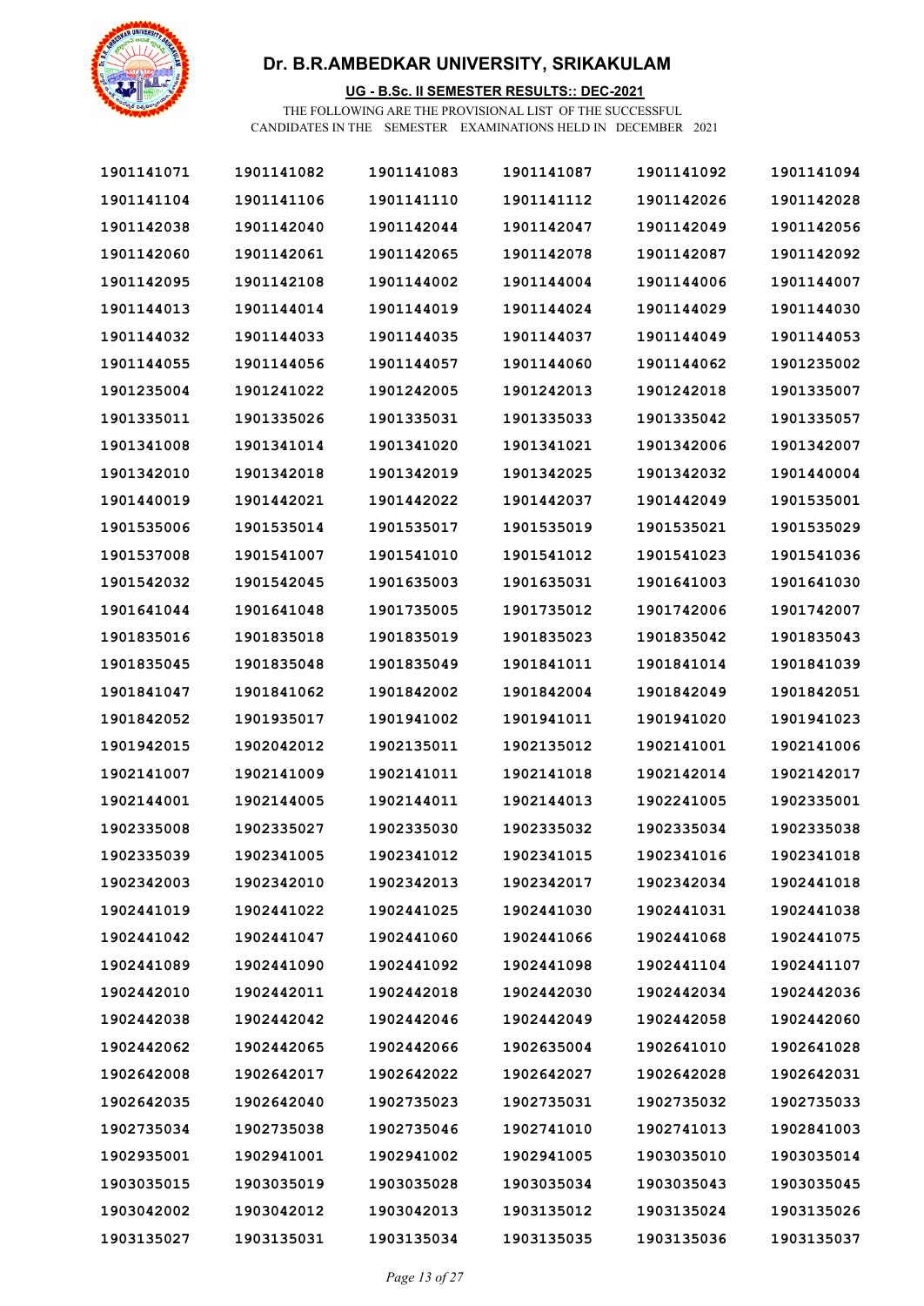# Dr. B.R.AMBEDKAR UNIVERSITY, SRIKAKULAM

**UG - B.Sc. II SEMESTER RESULTS:: DEC-2021**

THE FOLLOWING ARE THE PROVISIONAL LIST OF THE SUCCESSFUL CANDIDATES IN THE SEMESTER EXAMINATIONS HELD IN DECEMBER 2021

| | | | | | |
|---|---|---|---|---|---|
| 1901141071 | 1901141082 | 1901141083 | 1901141087 | 1901141092 | 1901141094 |
| 1901141104 | 1901141106 | 1901141110 | 1901141112 | 1901142026 | 1901142028 |
| 1901142038 | 1901142040 | 1901142044 | 1901142047 | 1901142049 | 1901142056 |
| 1901142060 | 1901142061 | 1901142065 | 1901142078 | 1901142087 | 1901142092 |
| 1901142095 | 1901142108 | 1901144002 | 1901144004 | 1901144006 | 1901144007 |
| 1901144013 | 1901144014 | 1901144019 | 1901144024 | 1901144029 | 1901144030 |
| 1901144032 | 1901144033 | 1901144035 | 1901144037 | 1901144049 | 1901144053 |
| 1901144055 | 1901144056 | 1901144057 | 1901144060 | 1901144062 | 1901235002 |
| 1901235004 | 1901241022 | 1901242005 | 1901242013 | 1901242018 | 1901335007 |
| 1901335011 | 1901335026 | 1901335031 | 1901335033 | 1901335042 | 1901335057 |
| 1901341008 | 1901341014 | 1901341020 | 1901341021 | 1901342006 | 1901342007 |
| 1901342010 | 1901342018 | 1901342019 | 1901342025 | 1901342032 | 1901440004 |
| 1901440019 | 1901442021 | 1901442022 | 1901442037 | 1901442049 | 1901535001 |
| 1901535006 | 1901535014 | 1901535017 | 1901535019 | 1901535021 | 1901535029 |
| 1901537008 | 1901541007 | 1901541010 | 1901541012 | 1901541023 | 1901541036 |
| 1901542032 | 1901542045 | 1901635003 | 1901635031 | 1901641003 | 1901641030 |
| 1901641044 | 1901641048 | 1901735005 | 1901735012 | 1901742006 | 1901742007 |
| 1901835016 | 1901835018 | 1901835019 | 1901835023 | 1901835042 | 1901835043 |
| 1901835045 | 1901835048 | 1901835049 | 1901841011 | 1901841014 | 1901841039 |
| 1901841047 | 1901841062 | 1901842002 | 1901842004 | 1901842049 | 1901842051 |
| 1901842052 | 1901935017 | 1901941002 | 1901941011 | 1901941020 | 1901941023 |
| 1901942015 | 1902042012 | 1902135011 | 1902135012 | 1902141001 | 1902141006 |
| 1902141007 | 1902141009 | 1902141011 | 1902141018 | 1902142014 | 1902142017 |
| 1902144001 | 1902144005 | 1902144011 | 1902144013 | 1902241005 | 1902335001 |
| 1902335008 | 1902335027 | 1902335030 | 1902335032 | 1902335034 | 1902335038 |
| 1902335039 | 1902341005 | 1902341012 | 1902341015 | 1902341016 | 1902341018 |
| 1902342003 | 1902342010 | 1902342013 | 1902342017 | 1902342034 | 1902441018 |
| 1902441019 | 1902441022 | 1902441025 | 1902441030 | 1902441031 | 1902441038 |
| 1902441042 | 1902441047 | 1902441060 | 1902441066 | 1902441068 | 1902441075 |
| 1902441089 | 1902441090 | 1902441092 | 1902441098 | 1902441104 | 1902441107 |
| 1902442010 | 1902442011 | 1902442018 | 1902442030 | 1902442034 | 1902442036 |
| 1902442038 | 1902442042 | 1902442046 | 1902442049 | 1902442058 | 1902442060 |
| 1902442062 | 1902442065 | 1902442066 | 1902635004 | 1902641010 | 1902641028 |
| 1902642008 | 1902642017 | 1902642022 | 1902642027 | 1902642028 | 1902642031 |
| 1902642035 | 1902642040 | 1902735023 | 1902735031 | 1902735032 | 1902735033 |
| 1902735034 | 1902735038 | 1902735046 | 1902741010 | 1902741013 | 1902841003 |
| 1902935001 | 1902941001 | 1902941002 | 1902941005 | 1903035010 | 1903035014 |
| 1903035015 | 1903035019 | 1903035028 | 1903035034 | 1903035043 | 1903035045 |
| 1903042002 | 1903042012 | 1903042013 | 1903135012 | 1903135024 | 1903135026 |
| 1903135027 | 1903135031 | 1903135034 | 1903135035 | 1903135036 | 1903135037 |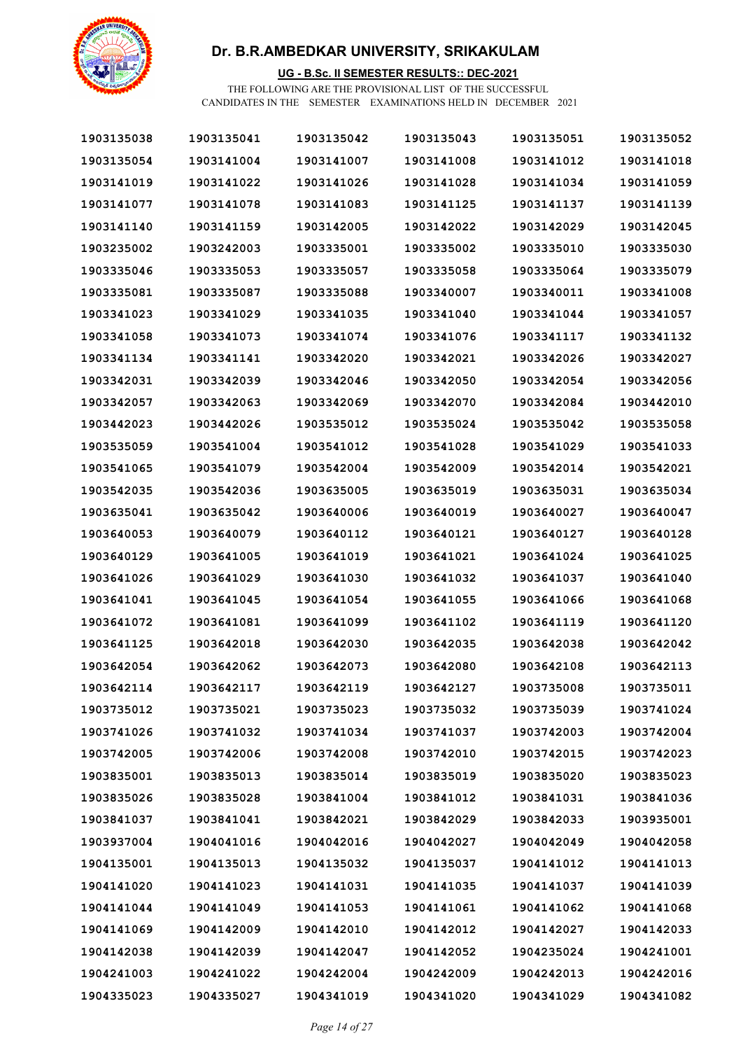# Dr. B.R.AMBEDKAR UNIVERSITY, SRIKAKULAM

## UG - B.Sc. II SEMESTER RESULTS:: DEC-2021

THE FOLLOWING ARE THE PROVISIONAL LIST OF THE SUCCESSFUL CANDIDATES IN THE SEMESTER EXAMINATIONS HELD IN DECEMBER 2021

| | | | | | |
|---|---|---|---|---|---|
| 1903135038 | 1903135041 | 1903135042 | 1903135043 | 1903135051 | 1903135052 |
| 1903135054 | 1903141004 | 1903141007 | 1903141008 | 1903141012 | 1903141018 |
| 1903141019 | 1903141022 | 1903141026 | 1903141028 | 1903141034 | 1903141059 |
| 1903141077 | 1903141078 | 1903141083 | 1903141125 | 1903141137 | 1903141139 |
| 1903141140 | 1903141159 | 1903142005 | 1903142022 | 1903142029 | 1903142045 |
| 1903235002 | 1903242003 | 1903335001 | 1903335002 | 1903335010 | 1903335030 |
| 1903335046 | 1903335053 | 1903335057 | 1903335058 | 1903335064 | 1903335079 |
| 1903335081 | 1903335087 | 1903335088 | 1903340007 | 1903340011 | 1903341008 |
| 1903341023 | 1903341029 | 1903341035 | 1903341040 | 1903341044 | 1903341057 |
| 1903341058 | 1903341073 | 1903341074 | 1903341076 | 1903341117 | 1903341132 |
| 1903341134 | 1903341141 | 1903342020 | 1903342021 | 1903342026 | 1903342027 |
| 1903342031 | 1903342039 | 1903342046 | 1903342050 | 1903342054 | 1903342056 |
| 1903342057 | 1903342063 | 1903342069 | 1903342070 | 1903342084 | 1903442010 |
| 1903442023 | 1903442026 | 1903535012 | 1903535024 | 1903535042 | 1903535058 |
| 1903535059 | 1903541004 | 1903541012 | 1903541028 | 1903541029 | 1903541033 |
| 1903541065 | 1903541079 | 1903542004 | 1903542009 | 1903542014 | 1903542021 |
| 1903542035 | 1903542036 | 1903635005 | 1903635019 | 1903635031 | 1903635034 |
| 1903635041 | 1903635042 | 1903640006 | 1903640019 | 1903640027 | 1903640047 |
| 1903640053 | 1903640079 | 1903640112 | 1903640121 | 1903640127 | 1903640128 |
| 1903640129 | 1903641005 | 1903641019 | 1903641021 | 1903641024 | 1903641025 |
| 1903641026 | 1903641029 | 1903641030 | 1903641032 | 1903641037 | 1903641040 |
| 1903641041 | 1903641045 | 1903641054 | 1903641055 | 1903641066 | 1903641068 |
| 1903641072 | 1903641081 | 1903641099 | 1903641102 | 1903641119 | 1903641120 |
| 1903641125 | 1903642018 | 1903642030 | 1903642035 | 1903642038 | 1903642042 |
| 1903642054 | 1903642062 | 1903642073 | 1903642080 | 1903642108 | 1903642113 |
| 1903642114 | 1903642117 | 1903642119 | 1903642127 | 1903735008 | 1903735011 |
| 1903735012 | 1903735021 | 1903735023 | 1903735032 | 1903735039 | 1903741024 |
| 1903741026 | 1903741032 | 1903741034 | 1903741037 | 1903742003 | 1903742004 |
| 1903742005 | 1903742006 | 1903742008 | 1903742010 | 1903742015 | 1903742023 |
| 1903835001 | 1903835013 | 1903835014 | 1903835019 | 1903835020 | 1903835023 |
| 1903835026 | 1903835028 | 1903841004 | 1903841012 | 1903841031 | 1903841036 |
| 1903841037 | 1903841041 | 1903842021 | 1903842029 | 1903842033 | 1903935001 |
| 1903937004 | 1904041016 | 1904042016 | 1904042027 | 1904042049 | 1904042058 |
| 1904135001 | 1904135013 | 1904135032 | 1904135037 | 1904141012 | 1904141013 |
| 1904141020 | 1904141023 | 1904141031 | 1904141035 | 1904141037 | 1904141039 |
| 1904141044 | 1904141049 | 1904141053 | 1904141061 | 1904141062 | 1904141068 |
| 1904141069 | 1904142009 | 1904142010 | 1904142012 | 1904142027 | 1904142033 |
| 1904142038 | 1904142039 | 1904142047 | 1904142052 | 1904235024 | 1904241001 |
| 1904241003 | 1904241022 | 1904242004 | 1904242009 | 1904242013 | 1904242016 |
| 1904335023 | 1904335027 | 1904341019 | 1904341020 | 1904341029 | 1904341082 |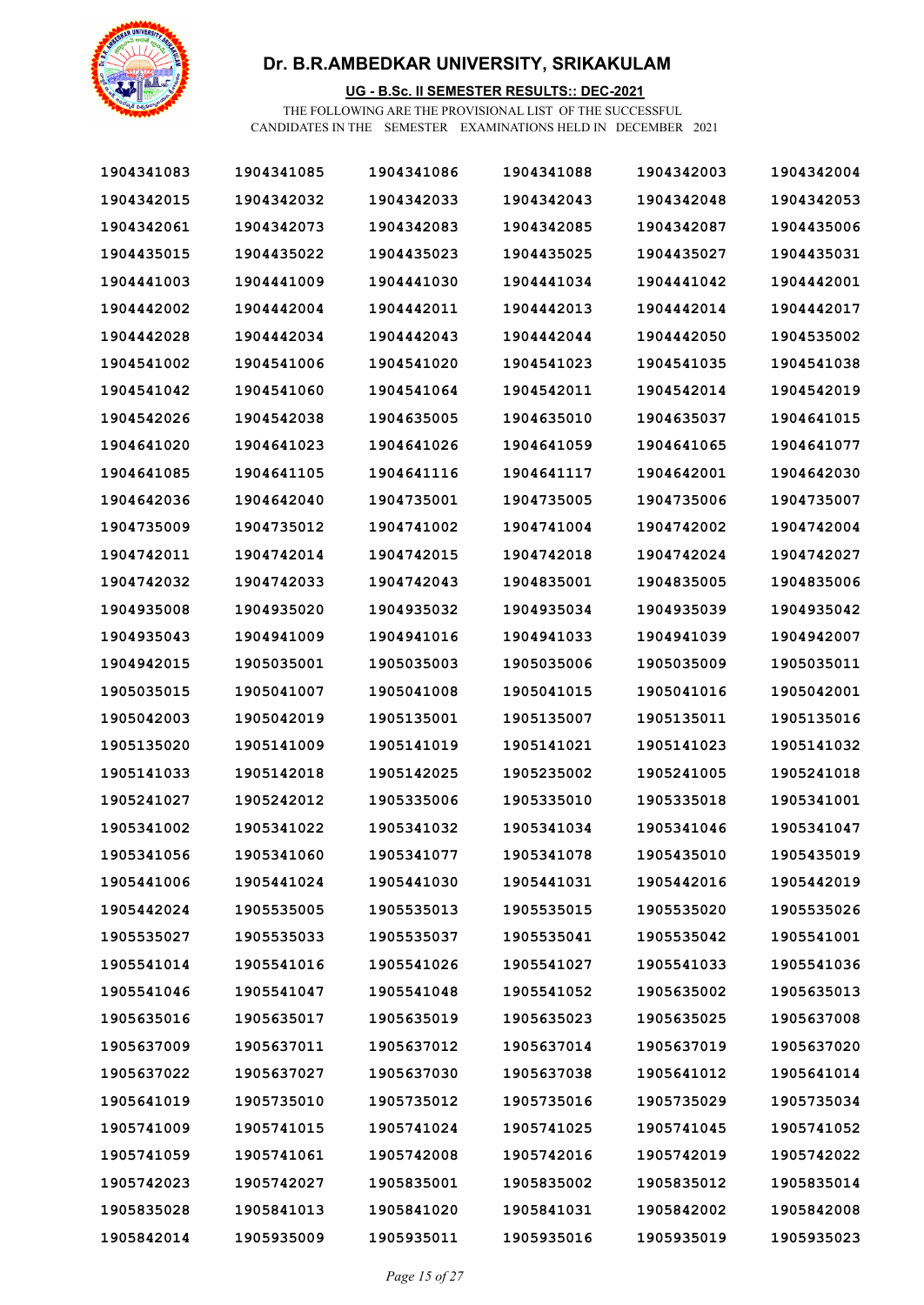# Dr. B.R.AMBEDKAR UNIVERSITY, SRIKAKULAM

**UG - B.Sc. II SEMESTER RESULTS:: DEC-2021**

THE FOLLOWING ARE THE PROVISIONAL LIST OF THE SUCCESSFUL CANDIDATES IN THE SEMESTER EXAMINATIONS HELD IN DECEMBER 2021

| | | | | | |
|---|---|---|---|---|---|
| 1904341083 | 1904341085 | 1904341086 | 1904341088 | 1904342003 | 1904342004 |
| 1904342015 | 1904342032 | 1904342033 | 1904342043 | 1904342048 | 1904342053 |
| 1904342061 | 1904342073 | 1904342083 | 1904342085 | 1904342087 | 1904435006 |
| 1904435015 | 1904435022 | 1904435023 | 1904435025 | 1904435027 | 1904435031 |
| 1904441003 | 1904441009 | 1904441030 | 1904441034 | 1904441042 | 1904442001 |
| 1904442002 | 1904442004 | 1904442011 | 1904442013 | 1904442014 | 1904442017 |
| 1904442028 | 1904442034 | 1904442043 | 1904442044 | 1904442050 | 1904535002 |
| 1904541002 | 1904541006 | 1904541020 | 1904541023 | 1904541035 | 1904541038 |
| 1904541042 | 1904541060 | 1904541064 | 1904542011 | 1904542014 | 1904542019 |
| 1904542026 | 1904542038 | 1904635005 | 1904635010 | 1904635037 | 1904641015 |
| 1904641020 | 1904641023 | 1904641026 | 1904641059 | 1904641065 | 1904641077 |
| 1904641085 | 1904641105 | 1904641116 | 1904641117 | 1904642001 | 1904642030 |
| 1904642036 | 1904642040 | 1904735001 | 1904735005 | 1904735006 | 1904735007 |
| 1904735009 | 1904735012 | 1904741002 | 1904741004 | 1904742002 | 1904742004 |
| 1904742011 | 1904742014 | 1904742015 | 1904742018 | 1904742024 | 1904742027 |
| 1904742032 | 1904742033 | 1904742043 | 1904835001 | 1904835005 | 1904835006 |
| 1904935008 | 1904935020 | 1904935032 | 1904935034 | 1904935039 | 1904935042 |
| 1904935043 | 1904941009 | 1904941016 | 1904941033 | 1904941039 | 1904942007 |
| 1904942015 | 1905035001 | 1905035003 | 1905035006 | 1905035009 | 1905035011 |
| 1905035015 | 1905041007 | 1905041008 | 1905041015 | 1905041016 | 1905042001 |
| 1905042003 | 1905042019 | 1905135001 | 1905135007 | 1905135011 | 1905135016 |
| 1905135020 | 1905141009 | 1905141019 | 1905141021 | 1905141023 | 1905141032 |
| 1905141033 | 1905142018 | 1905142025 | 1905235002 | 1905241005 | 1905241018 |
| 1905241027 | 1905242012 | 1905335006 | 1905335010 | 1905335018 | 1905341001 |
| 1905341002 | 1905341022 | 1905341032 | 1905341034 | 1905341046 | 1905341047 |
| 1905341056 | 1905341060 | 1905341077 | 1905341078 | 1905435010 | 1905435019 |
| 1905441006 | 1905441024 | 1905441030 | 1905441031 | 1905442016 | 1905442019 |
| 1905442024 | 1905535005 | 1905535013 | 1905535015 | 1905535020 | 1905535026 |
| 1905535027 | 1905535033 | 1905535037 | 1905535041 | 1905535042 | 1905541001 |
| 1905541014 | 1905541016 | 1905541026 | 1905541027 | 1905541033 | 1905541036 |
| 1905541046 | 1905541047 | 1905541048 | 1905541052 | 1905635002 | 1905635013 |
| 1905635016 | 1905635017 | 1905635019 | 1905635023 | 1905635025 | 1905637008 |
| 1905637009 | 1905637011 | 1905637012 | 1905637014 | 1905637019 | 1905637020 |
| 1905637022 | 1905637027 | 1905637030 | 1905637038 | 1905641012 | 1905641014 |
| 1905641019 | 1905735010 | 1905735012 | 1905735016 | 1905735029 | 1905735034 |
| 1905741009 | 1905741015 | 1905741024 | 1905741025 | 1905741045 | 1905741052 |
| 1905741059 | 1905741061 | 1905742008 | 1905742016 | 1905742019 | 1905742022 |
| 1905742023 | 1905742027 | 1905835001 | 1905835002 | 1905835012 | 1905835014 |
| 1905835028 | 1905841013 | 1905841020 | 1905841031 | 1905842002 | 1905842008 |
| 1905842014 | 1905935009 | 1905935011 | 1905935016 | 1905935019 | 1905935023 |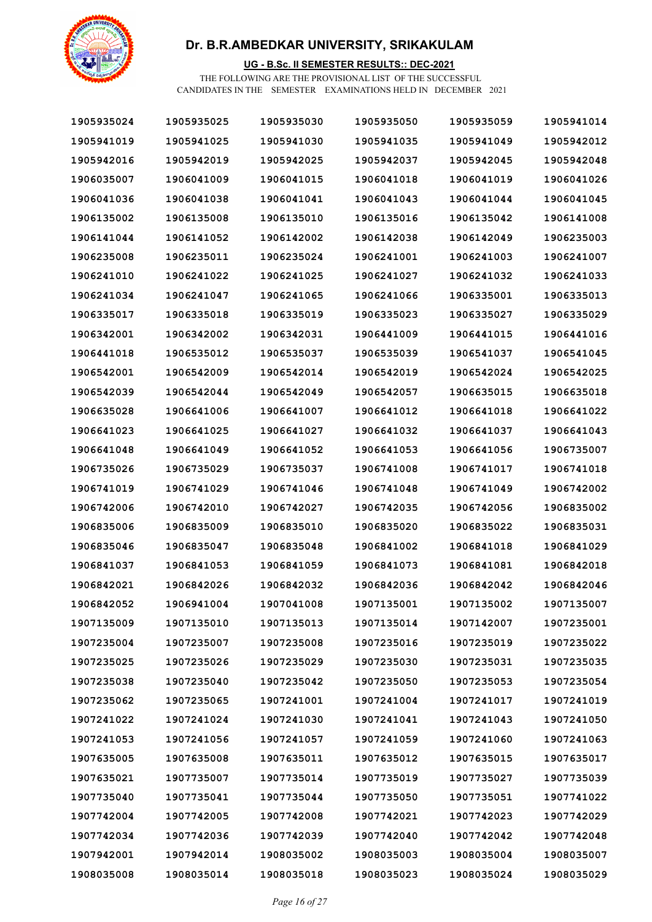# Dr. B.R.AMBEDKAR UNIVERSITY, SRIKAKULAM

**UG - B.Sc. II SEMESTER RESULTS:: DEC-2021**

THE FOLLOWING ARE THE PROVISIONAL LIST OF THE SUCCESSFUL CANDIDATES IN THE SEMESTER EXAMINATIONS HELD IN DECEMBER 2021

| | | | | | |
|---|---|---|---|---|---|
| 1905935024 | 1905935025 | 1905935030 | 1905935050 | 1905935059 | 1905941014 |
| 1905941019 | 1905941025 | 1905941030 | 1905941035 | 1905941049 | 1905942012 |
| 1905942016 | 1905942019 | 1905942025 | 1905942037 | 1905942045 | 1905942048 |
| 1906035007 | 1906041009 | 1906041015 | 1906041018 | 1906041019 | 1906041026 |
| 1906041036 | 1906041038 | 1906041041 | 1906041043 | 1906041044 | 1906041045 |
| 1906135002 | 1906135008 | 1906135010 | 1906135016 | 1906135042 | 1906141008 |
| 1906141044 | 1906141052 | 1906142002 | 1906142038 | 1906142049 | 1906235003 |
| 1906235008 | 1906235011 | 1906235024 | 1906241001 | 1906241003 | 1906241007 |
| 1906241010 | 1906241022 | 1906241025 | 1906241027 | 1906241032 | 1906241033 |
| 1906241034 | 1906241047 | 1906241065 | 1906241066 | 1906335001 | 1906335013 |
| 1906335017 | 1906335018 | 1906335019 | 1906335023 | 1906335027 | 1906335029 |
| 1906342001 | 1906342002 | 1906342031 | 1906441009 | 1906441015 | 1906441016 |
| 1906441018 | 1906535012 | 1906535037 | 1906535039 | 1906541037 | 1906541045 |
| 1906542001 | 1906542009 | 1906542014 | 1906542019 | 1906542024 | 1906542025 |
| 1906542039 | 1906542044 | 1906542049 | 1906542057 | 1906635015 | 1906635018 |
| 1906635028 | 1906641006 | 1906641007 | 1906641012 | 1906641018 | 1906641022 |
| 1906641023 | 1906641025 | 1906641027 | 1906641032 | 1906641037 | 1906641043 |
| 1906641048 | 1906641049 | 1906641052 | 1906641053 | 1906641056 | 1906735007 |
| 1906735026 | 1906735029 | 1906735037 | 1906741008 | 1906741017 | 1906741018 |
| 1906741019 | 1906741029 | 1906741046 | 1906741048 | 1906741049 | 1906742002 |
| 1906742006 | 1906742010 | 1906742027 | 1906742035 | 1906742056 | 1906835002 |
| 1906835006 | 1906835009 | 1906835010 | 1906835020 | 1906835022 | 1906835031 |
| 1906835046 | 1906835047 | 1906835048 | 1906841002 | 1906841018 | 1906841029 |
| 1906841037 | 1906841053 | 1906841059 | 1906841073 | 1906841081 | 1906842018 |
| 1906842021 | 1906842026 | 1906842032 | 1906842036 | 1906842042 | 1906842046 |
| 1906842052 | 1906941004 | 1907041008 | 1907135001 | 1907135002 | 1907135007 |
| 1907135009 | 1907135010 | 1907135013 | 1907135014 | 1907142007 | 1907235001 |
| 1907235004 | 1907235007 | 1907235008 | 1907235016 | 1907235019 | 1907235022 |
| 1907235025 | 1907235026 | 1907235029 | 1907235030 | 1907235031 | 1907235035 |
| 1907235038 | 1907235040 | 1907235042 | 1907235050 | 1907235053 | 1907235054 |
| 1907235062 | 1907235065 | 1907241001 | 1907241004 | 1907241017 | 1907241019 |
| 1907241022 | 1907241024 | 1907241030 | 1907241041 | 1907241043 | 1907241050 |
| 1907241053 | 1907241056 | 1907241057 | 1907241059 | 1907241060 | 1907241063 |
| 1907635005 | 1907635008 | 1907635011 | 1907635012 | 1907635015 | 1907635017 |
| 1907635021 | 1907735007 | 1907735014 | 1907735019 | 1907735027 | 1907735039 |
| 1907735040 | 1907735041 | 1907735044 | 1907735050 | 1907735051 | 1907741022 |
| 1907742004 | 1907742005 | 1907742008 | 1907742021 | 1907742023 | 1907742029 |
| 1907742034 | 1907742036 | 1907742039 | 1907742040 | 1907742042 | 1907742048 |
| 1907942001 | 1907942014 | 1908035002 | 1908035003 | 1908035004 | 1908035007 |
| 1908035008 | 1908035014 | 1908035018 | 1908035023 | 1908035024 | 1908035029 |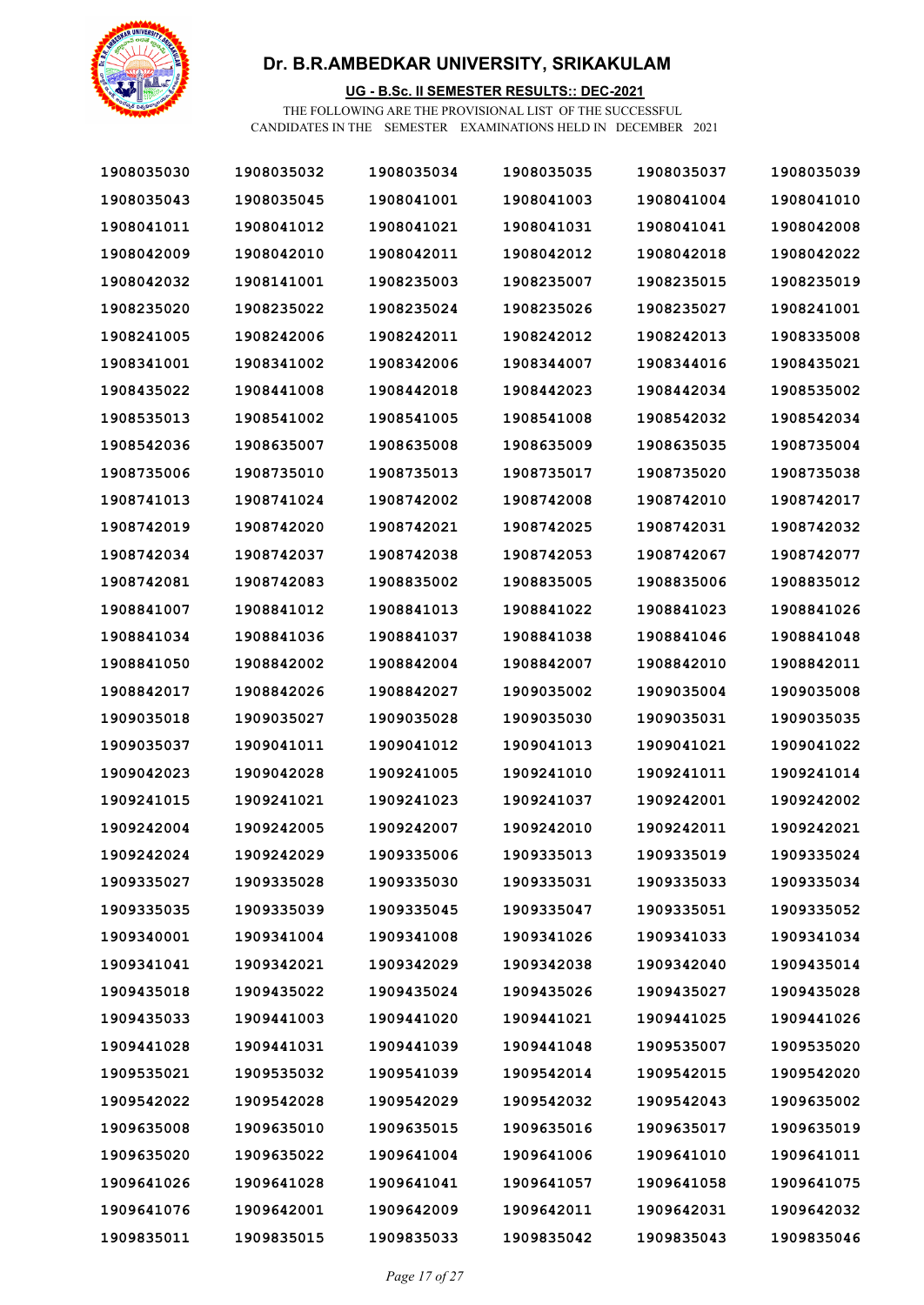# Dr. B.R.AMBEDKAR UNIVERSITY, SRIKAKULAM

**UG - B.Sc. II SEMESTER RESULTS:: DEC-2021**

THE FOLLOWING ARE THE PROVISIONAL LIST OF THE SUCCESSFUL CANDIDATES IN THE SEMESTER EXAMINATIONS HELD IN DECEMBER 2021

| | | | | | |
|---|---|---|---|---|---|
| 1908035030 | 1908035032 | 1908035034 | 1908035035 | 1908035037 | 1908035039 |
| 1908035043 | 1908035045 | 1908041001 | 1908041003 | 1908041004 | 1908041010 |
| 1908041011 | 1908041012 | 1908041021 | 1908041031 | 1908041041 | 1908042008 |
| 1908042009 | 1908042010 | 1908042011 | 1908042012 | 1908042018 | 1908042022 |
| 1908042032 | 1908141001 | 1908235003 | 1908235007 | 1908235015 | 1908235019 |
| 1908235020 | 1908235022 | 1908235024 | 1908235026 | 1908235027 | 1908241001 |
| 1908241005 | 1908242006 | 1908242011 | 1908242012 | 1908242013 | 1908335008 |
| 1908341001 | 1908341002 | 1908342006 | 1908344007 | 1908344016 | 1908435021 |
| 1908435022 | 1908441008 | 1908442018 | 1908442023 | 1908442034 | 1908535002 |
| 1908535013 | 1908541002 | 1908541005 | 1908541008 | 1908542032 | 1908542034 |
| 1908542036 | 1908635007 | 1908635008 | 1908635009 | 1908635035 | 1908735004 |
| 1908735006 | 1908735010 | 1908735013 | 1908735017 | 1908735020 | 1908735038 |
| 1908741013 | 1908741024 | 1908742002 | 1908742008 | 1908742010 | 1908742017 |
| 1908742019 | 1908742020 | 1908742021 | 1908742025 | 1908742031 | 1908742032 |
| 1908742034 | 1908742037 | 1908742038 | 1908742053 | 1908742067 | 1908742077 |
| 1908742081 | 1908742083 | 1908835002 | 1908835005 | 1908835006 | 1908835012 |
| 1908841007 | 1908841012 | 1908841013 | 1908841022 | 1908841023 | 1908841026 |
| 1908841034 | 1908841036 | 1908841037 | 1908841038 | 1908841046 | 1908841048 |
| 1908841050 | 1908842002 | 1908842004 | 1908842007 | 1908842010 | 1908842011 |
| 1908842017 | 1908842026 | 1908842027 | 1909035002 | 1909035004 | 1909035008 |
| 1909035018 | 1909035027 | 1909035028 | 1909035030 | 1909035031 | 1909035035 |
| 1909035037 | 1909041011 | 1909041012 | 1909041013 | 1909041021 | 1909041022 |
| 1909042023 | 1909042028 | 1909241005 | 1909241010 | 1909241011 | 1909241014 |
| 1909241015 | 1909241021 | 1909241023 | 1909241037 | 1909242001 | 1909242002 |
| 1909242004 | 1909242005 | 1909242007 | 1909242010 | 1909242011 | 1909242021 |
| 1909242024 | 1909242029 | 1909335006 | 1909335013 | 1909335019 | 1909335024 |
| 1909335027 | 1909335028 | 1909335030 | 1909335031 | 1909335033 | 1909335034 |
| 1909335035 | 1909335039 | 1909335045 | 1909335047 | 1909335051 | 1909335052 |
| 1909340001 | 1909341004 | 1909341008 | 1909341026 | 1909341033 | 1909341034 |
| 1909341041 | 1909342021 | 1909342029 | 1909342038 | 1909342040 | 1909435014 |
| 1909435018 | 1909435022 | 1909435024 | 1909435026 | 1909435027 | 1909435028 |
| 1909435033 | 1909441003 | 1909441020 | 1909441021 | 1909441025 | 1909441026 |
| 1909441028 | 1909441031 | 1909441039 | 1909441048 | 1909535007 | 1909535020 |
| 1909535021 | 1909535032 | 1909541039 | 1909542014 | 1909542015 | 1909542020 |
| 1909542022 | 1909542028 | 1909542029 | 1909542032 | 1909542043 | 1909635002 |
| 1909635008 | 1909635010 | 1909635015 | 1909635016 | 1909635017 | 1909635019 |
| 1909635020 | 1909635022 | 1909641004 | 1909641006 | 1909641010 | 1909641011 |
| 1909641026 | 1909641028 | 1909641041 | 1909641057 | 1909641058 | 1909641075 |
| 1909641076 | 1909642001 | 1909642009 | 1909642011 | 1909642031 | 1909642032 |
| 1909835011 | 1909835015 | 1909835033 | 1909835042 | 1909835043 | 1909835046 |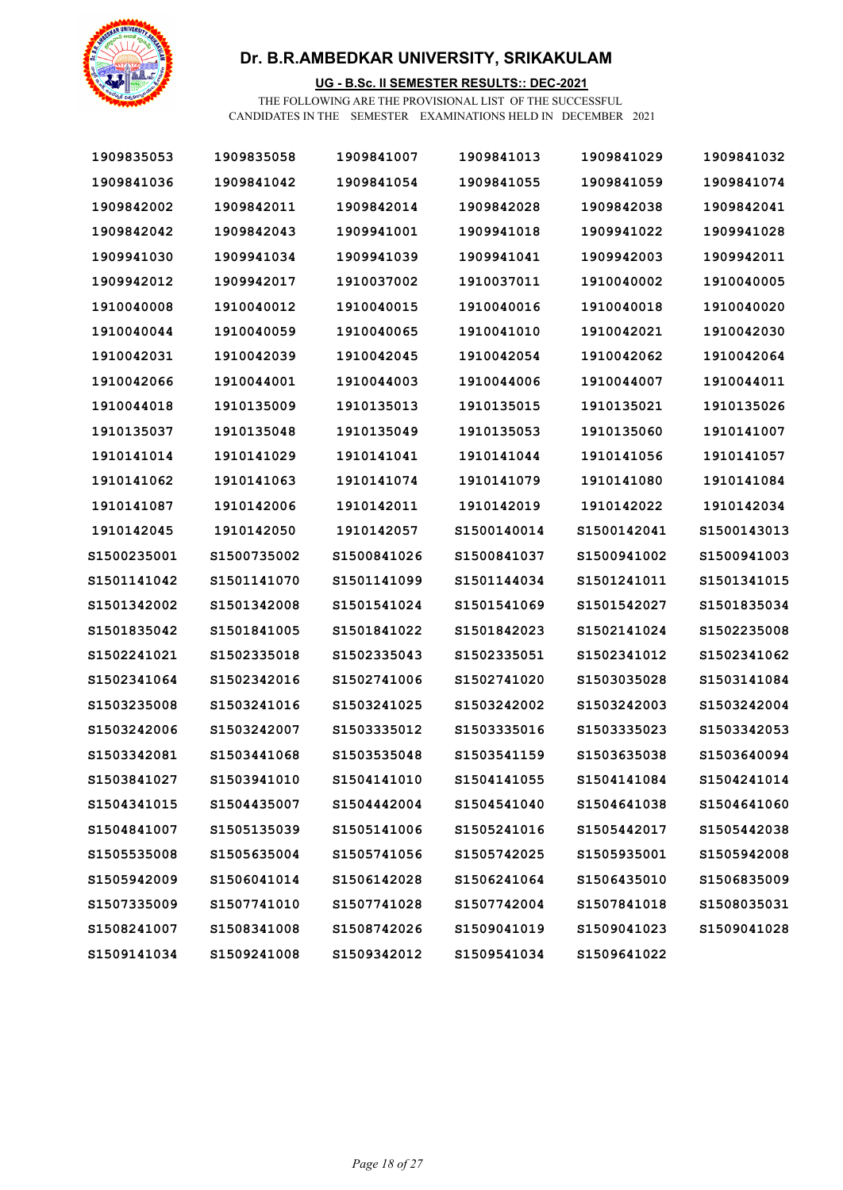# Dr. B.R.AMBEDKAR UNIVERSITY, SRIKAKULAM

**UG - B.Sc. II SEMESTER RESULTS:: DEC-2021**

THE FOLLOWING ARE THE PROVISIONAL LIST OF THE SUCCESSFUL CANDIDATES IN THE SEMESTER EXAMINATIONS HELD IN DECEMBER 2021

| | | | | | |
|---|---|---|---|---|---|
| 1909835053 | 1909835058 | 1909841007 | 1909841013 | 1909841029 | 1909841032 |
| 1909841036 | 1909841042 | 1909841054 | 1909841055 | 1909841059 | 1909841074 |
| 1909842002 | 1909842011 | 1909842014 | 1909842028 | 1909842038 | 1909842041 |
| 1909842042 | 1909842043 | 1909941001 | 1909941018 | 1909941022 | 1909941028 |
| 1909941030 | 1909941034 | 1909941039 | 1909941041 | 1909942003 | 1909942011 |
| 1909942012 | 1909942017 | 1910037002 | 1910037011 | 1910040002 | 1910040005 |
| 1910040008 | 1910040012 | 1910040015 | 1910040016 | 1910040018 | 1910040020 |
| 1910040044 | 1910040059 | 1910040065 | 1910041010 | 1910042021 | 1910042030 |
| 1910042031 | 1910042039 | 1910042045 | 1910042054 | 1910042062 | 1910042064 |
| 1910042066 | 1910044001 | 1910044003 | 1910044006 | 1910044007 | 1910044011 |
| 1910044018 | 1910135009 | 1910135013 | 1910135015 | 1910135021 | 1910135026 |
| 1910135037 | 1910135048 | 1910135049 | 1910135053 | 1910135060 | 1910141007 |
| 1910141014 | 1910141029 | 1910141041 | 1910141044 | 1910141056 | 1910141057 |
| 1910141062 | 1910141063 | 1910141074 | 1910141079 | 1910141080 | 1910141084 |
| 1910141087 | 1910142006 | 1910142011 | 1910142019 | 1910142022 | 1910142034 |
| 1910142045 | 1910142050 | 1910142057 | S1500140014 | S1500142041 | S1500143013 |
| S1500235001 | S1500735002 | S1500841026 | S1500841037 | S1500941002 | S1500941003 |
| S1501141042 | S1501141070 | S1501141099 | S1501144034 | S1501241011 | S1501341015 |
| S1501342002 | S1501342008 | S1501541024 | S1501541069 | S1501542027 | S1501835034 |
| S1501835042 | S1501841005 | S1501841022 | S1501842023 | S1502141024 | S1502235008 |
| S1502241021 | S1502335018 | S1502335043 | S1502335051 | S1502341012 | S1502341062 |
| S1502341064 | S1502342016 | S1502741006 | S1502741020 | S1503035028 | S1503141084 |
| S1503235008 | S1503241016 | S1503241025 | S1503242002 | S1503242003 | S1503242004 |
| S1503242006 | S1503242007 | S1503335012 | S1503335016 | S1503335023 | S1503342053 |
| S1503342081 | S1503441068 | S1503535048 | S1503541159 | S1503635038 | S1503640094 |
| S1503841027 | S1503941010 | S1504141010 | S1504141055 | S1504141084 | S1504241014 |
| S1504341015 | S1504435007 | S1504442004 | S1504541040 | S1504641038 | S1504641060 |
| S1504841007 | S1505135039 | S1505141006 | S1505241016 | S1505442017 | S1505442038 |
| S1505535008 | S1505635004 | S1505741056 | S1505742025 | S1505935001 | S1505942008 |
| S1505942009 | S1506041014 | S1506142028 | S1506241064 | S1506435010 | S1506835009 |
| S1507335009 | S1507741010 | S1507741028 | S1507742004 | S1507841018 | S1508035031 |
| S1508241007 | S1508341008 | S1508742026 | S1509041019 | S1509041023 | S1509041028 |
| S1509141034 | S1509241008 | S1509342012 | S1509541034 | S1509641022 | |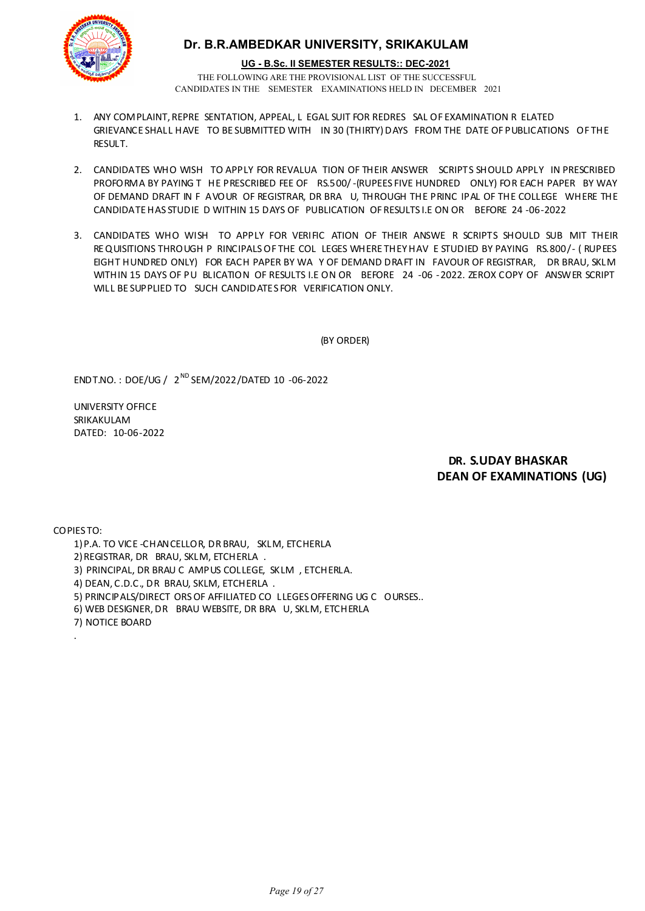# Dr. B.R.AMBEDKAR UNIVERSITY, SRIKAKULAM

**UG - B.Sc. II SEMESTER RESULTS:: DEC-2021**

THE FOLLOWING ARE THE PROVISIONAL LIST OF THE SUCCESSFUL CANDIDATES IN THE SEMESTER EXAMINATIONS HELD IN DECEMBER 2021

1. ANY COMPLAINT, REPRESENTATION, APPEAL, LEGAL SUIT FOR REDRESSAL OF EXAMINATION RELATED GRIEVANCE SHALL HAVE TO BE SUBMITTED WITHIN 30 (THIRTY) DAYS FROM THE DATE OF PUBLICATIONS OF THE RESULT.

2. CANDIDATES WHO WISH TO APPLY FOR REVALUATION OF THEIR ANSWER SCRIPTS SHOULD APPLY IN PRESCRIBED PROFORMA BY PAYING THE PRESCRIBED FEE OF RS.500/-(RUPEES FIVE HUNDRED ONLY) FOR EACH PAPER BY WAY OF DEMAND DRAFT IN FAVOUR OF REGISTRAR, DR BRAU, THROUGH THE PRINCIPAL OF THE COLLEGE WHERE THE CANDIDATE HAS STUDIED WITHIN 15 DAYS OF PUBLICATION OF RESULTS I.E ON OR BEFORE 24-06-2022

3. CANDIDATES WHO WISH TO APPLY FOR VERIFICATION OF THEIR ANSWER SCRIPTS SHOULD SUBMIT THEIR REQUISITIONS THROUGH PRINCIPALS OF THE COLLEGES WHERE THEY HAVE STUDIED BY PAYING RS.800/- ( RUPEES EIGHT HUNDRED ONLY) FOR EACH PAPER BY WAY OF DEMAND DRAFT IN FAVOUR OF REGISTRAR, DR BRAU, SKLM WITHIN 15 DAYS OF PUBLICATION OF RESULTS I.E ON OR BEFORE 24-06-2022. ZEROX COPY OF ANSWER SCRIPT WILL BE SUPPLIED TO SUCH CANDIDATES FOR VERIFICATION ONLY.

(BY ORDER)

ENDT.NO. : DOE/UG / 2ND SEM/2022/DATED 10-06-2022

UNIVERSITY OFFICE
SRIKAKULAM
DATED: 10-06-2022

**DR. S.UDAY BHASKAR**
**DEAN OF EXAMINATIONS (UG)**

COPIES TO:

1) P.A. TO VICE-CHANCELLOR, DR BRAU, SKLM, ETCHERLA
2) REGISTRAR, DR BRAU, SKLM, ETCHERLA.
3) PRINCIPAL, DR BRAU CAMPUS COLLEGE, SKLM, ETCHERLA.
4) DEAN, C.D.C., DR BRAU, SKLM, ETCHERLA.
5) PRINCIPALS/DIRECTORS OF AFFILIATED COLLEGES OFFERING UG COURSES..
6) WEB DESIGNER, DR BRAU WEBSITE, DR BRAU, SKLM, ETCHERLA
7) NOTICE BOARD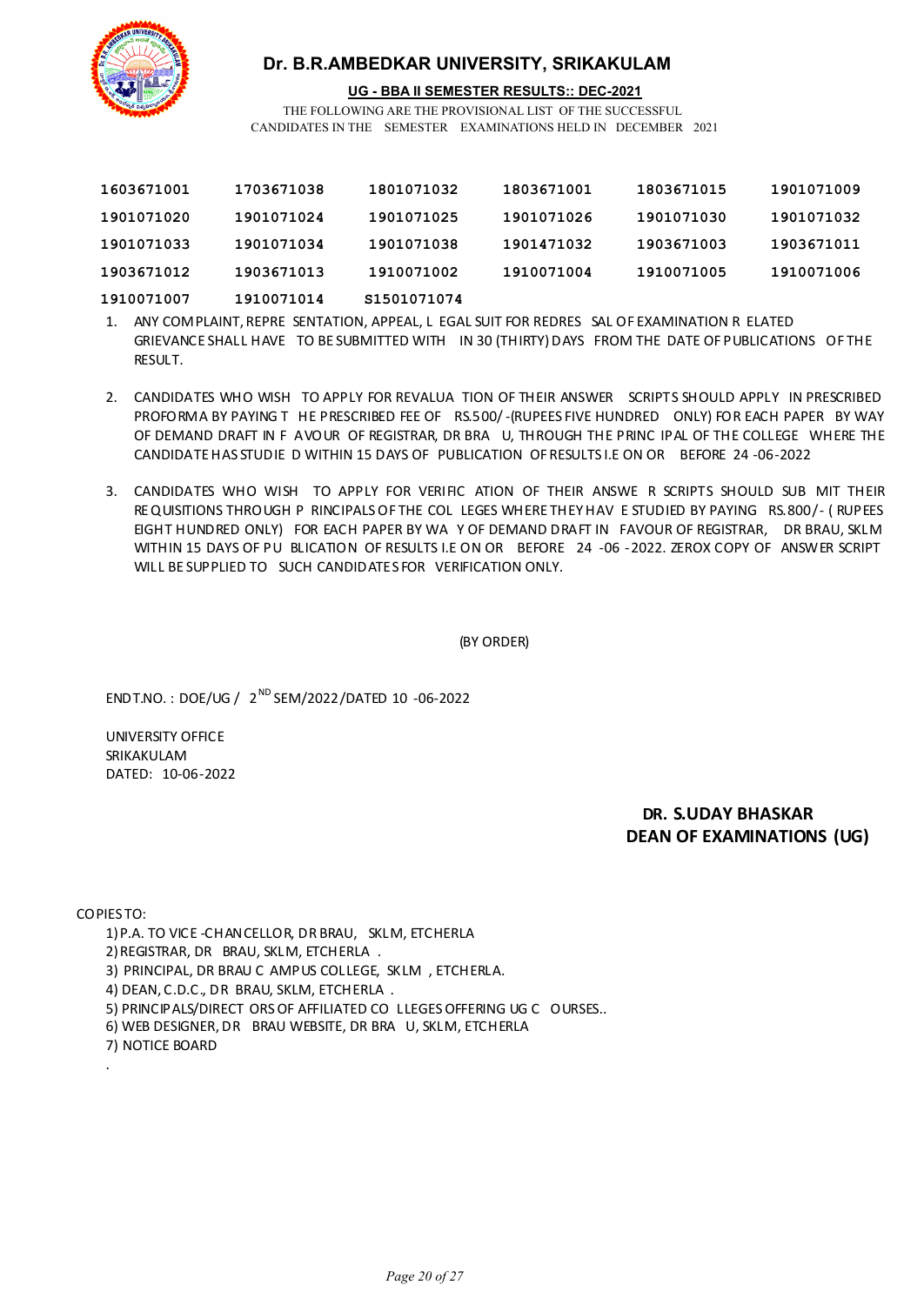# Dr. B.R.AMBEDKAR UNIVERSITY, SRIKAKULAM

**UG - BBA II SEMESTER RESULTS:: DEC-2021**

THE FOLLOWING ARE THE PROVISIONAL LIST OF THE SUCCESSFUL CANDIDATES IN THE SEMESTER EXAMINATIONS HELD IN DECEMBER 2021

| | | | | | |
|---|---|---|---|---|---|
| 1603671001 | 1703671038 | 1801071032 | 1803671001 | 1803671015 | 1901071009 |
| 1901071020 | 1901071024 | 1901071025 | 1901071026 | 1901071030 | 1901071032 |
| 1901071033 | 1901071034 | 1901071038 | 1901471032 | 1903671003 | 1903671011 |
| 1903671012 | 1903671013 | 1910071002 | 1910071004 | 1910071005 | 1910071006 |
| 1910071007 | 1910071014 | S1501071074 | | | |

1. ANY COMPLAINT, REPRESENTATION, APPEAL, LEGAL SUIT FOR REDRESSAL OF EXAMINATION RELATED GRIEVANCE SHALL HAVE TO BE SUBMITTED WITH IN 30 (THIRTY) DAYS FROM THE DATE OF PUBLICATIONS OF THE RESULT.

2. CANDIDATES WHO WISH TO APPLY FOR REVALUATION OF THEIR ANSWER SCRIPTS SHOULD APPLY IN PRESCRIBED PROFORMA BY PAYING THE PRESCRIBED FEE OF RS.500/-(RUPEES FIVE HUNDRED ONLY) FOR EACH PAPER BY WAY OF DEMAND DRAFT IN FAVOUR OF REGISTRAR, DR BRAU, THROUGH THE PRINCIPAL OF THE COLLEGE WHERE THE CANDIDATE HAS STUDIED WITHIN 15 DAYS OF PUBLICATION OF RESULTS I.E ON OR BEFORE 24-06-2022

3. CANDIDATES WHO WISH TO APPLY FOR VERIFICATION OF THEIR ANSWER SCRIPTS SHOULD SUBMIT THEIR REQUISITIONS THROUGH PRINCIPALS OF THE COLLEGES WHERE THEY HAVE STUDIED BY PAYING RS.800/- (RUPEES EIGHT HUNDRED ONLY) FOR EACH PAPER BY WAY OF DEMAND DRAFT IN FAVOUR OF REGISTRAR, DR BRAU, SKLM WITHIN 15 DAYS OF PUBLICATION OF RESULTS I.E ON OR BEFORE 24-06-2022. ZEROX COPY OF ANSWER SCRIPT WILL BE SUPPLIED TO SUCH CANDIDATES FOR VERIFICATION ONLY.

(BY ORDER)

ENDT.NO. : DOE/UG / 2ND SEM/2022/DATED 10-06-2022

UNIVERSITY OFFICE
SRIKAKULAM
DATED: 10-06-2022

**DR. S.UDAY BHASKAR**
**DEAN OF EXAMINATIONS (UG)**

COPIES TO:

1) P.A. TO VICE-CHANCELLOR, DR BRAU, SKLM, ETCHERLA
2) REGISTRAR, DR BRAU, SKLM, ETCHERLA.
3) PRINCIPAL, DR BRAU CAMPUS COLLEGE, SKLM, ETCHERLA.
4) DEAN, C.D.C., DR BRAU, SKLM, ETCHERLA.
5) PRINCIPALS/DIRECTORS OF AFFILIATED COLLEGES OFFERING UG COURSES..
6) WEB DESIGNER, DR BRAU WEBSITE, DR BRAU, SKLM, ETCHERLA
7) NOTICE BOARD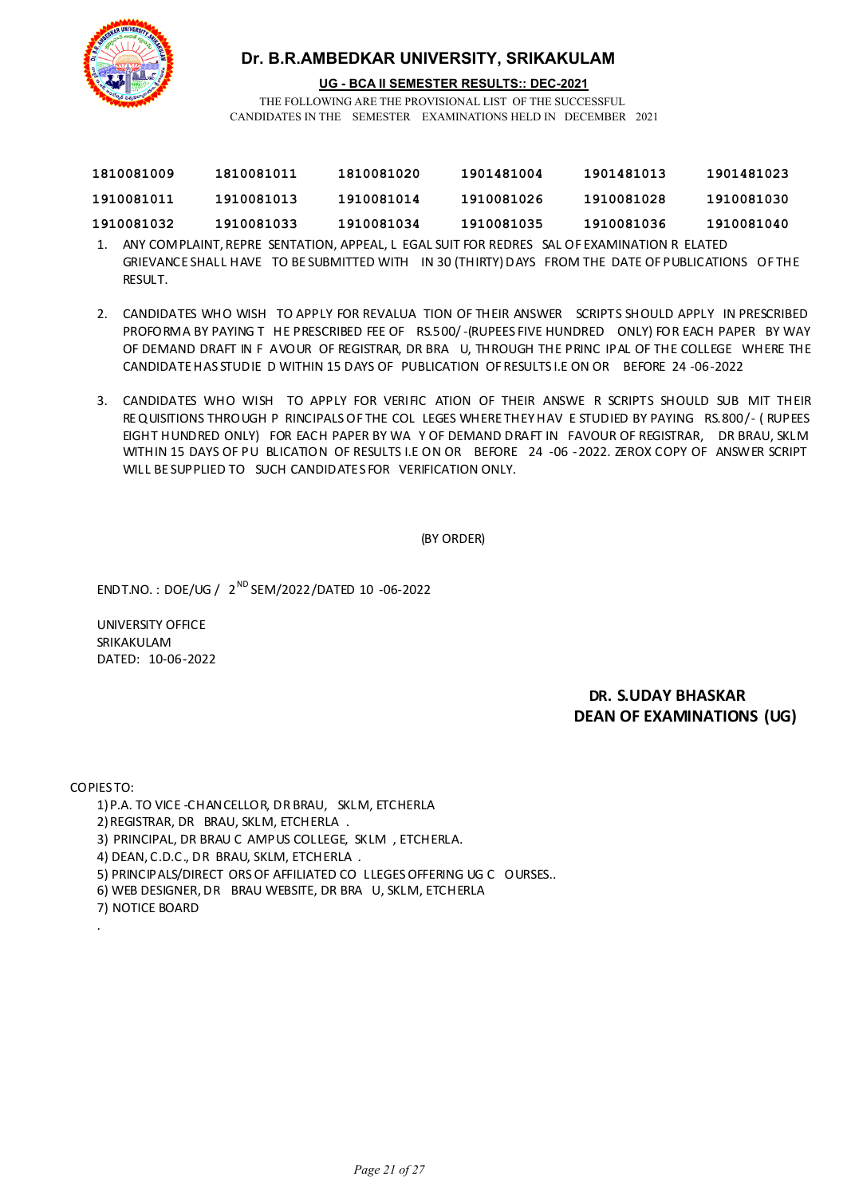# Dr. B.R.AMBEDKAR UNIVERSITY, SRIKAKULAM

**UG - BCA II SEMESTER RESULTS:: DEC-2021**

THE FOLLOWING ARE THE PROVISIONAL LIST OF THE SUCCESSFUL CANDIDATES IN THE SEMESTER EXAMINATIONS HELD IN DECEMBER 2021

| | | | | | |
|---|---|---|---|---|---|
| 1810081009 | 1810081011 | 1810081020 | 1901481004 | 1901481013 | 1901481023 |
| 1910081011 | 1910081013 | 1910081014 | 1910081026 | 1910081028 | 1910081030 |
| 1910081032 | 1910081033 | 1910081034 | 1910081035 | 1910081036 | 1910081040 |

1. ANY COMPLAINT, REPRESENTATION, APPEAL, LEGAL SUIT FOR REDRESSAL OF EXAMINATION RELATED GRIEVANCE SHALL HAVE TO BE SUBMITTED WITHIN 30 (THIRTY) DAYS FROM THE DATE OF PUBLICATIONS OF THE RESULT.

2. CANDIDATES WHO WISH TO APPLY FOR REVALUATION OF THEIR ANSWER SCRIPTS SHOULD APPLY IN PRESCRIBED PROFORMA BY PAYING THE PRESCRIBED FEE OF RS.500/-(RUPEES FIVE HUNDRED ONLY) FOR EACH PAPER BY WAY OF DEMAND DRAFT IN FAVOUR OF REGISTRAR, DR BRAU, THROUGH THE PRINCIPAL OF THE COLLEGE WHERE THE CANDIDATE HAS STUDIED WITHIN 15 DAYS OF PUBLICATION OF RESULTS I.E ON OR BEFORE 24-06-2022

3. CANDIDATES WHO WISH TO APPLY FOR VERIFICATION OF THEIR ANSWER SCRIPTS SHOULD SUBMIT THEIR REQUISITIONS THROUGH PRINCIPALS OF THE COLLEGES WHERE THEY HAVE STUDIED BY PAYING RS.800/- ( RUPEES EIGHT HUNDRED ONLY) FOR EACH PAPER BY WAY OF DEMAND DRAFT IN FAVOUR OF REGISTRAR, DR BRAU, SKLM WITHIN 15 DAYS OF PUBLICATION OF RESULTS I.E ON OR BEFORE 24-06-2022. ZEROX COPY OF ANSWER SCRIPT WILL BE SUPPLIED TO SUCH CANDIDATES FOR VERIFICATION ONLY.

(BY ORDER)

ENDT.NO. : DOE/UG / 2ND SEM/2022/DATED 10-06-2022

UNIVERSITY OFFICE
SRIKAKULAM
DATED: 10-06-2022

**DR. S.UDAY BHASKAR**
**DEAN OF EXAMINATIONS (UG)**

COPIES TO:

1) P.A. TO VICE-CHANCELLOR, DR BRAU, SKLM, ETCHERLA
2) REGISTRAR, DR BRAU, SKLM, ETCHERLA .
3) PRINCIPAL, DR BRAU CAMPUS COLLEGE, SKLM , ETCHERLA.
4) DEAN, C.D.C., DR BRAU, SKLM, ETCHERLA .
5) PRINCIPALS/DIRECTORS OF AFFILIATED COLLEGES OFFERING UG COURSES..
6) WEB DESIGNER, DR BRAU WEBSITE, DR BRAU, SKLM, ETCHERLA
7) NOTICE BOARD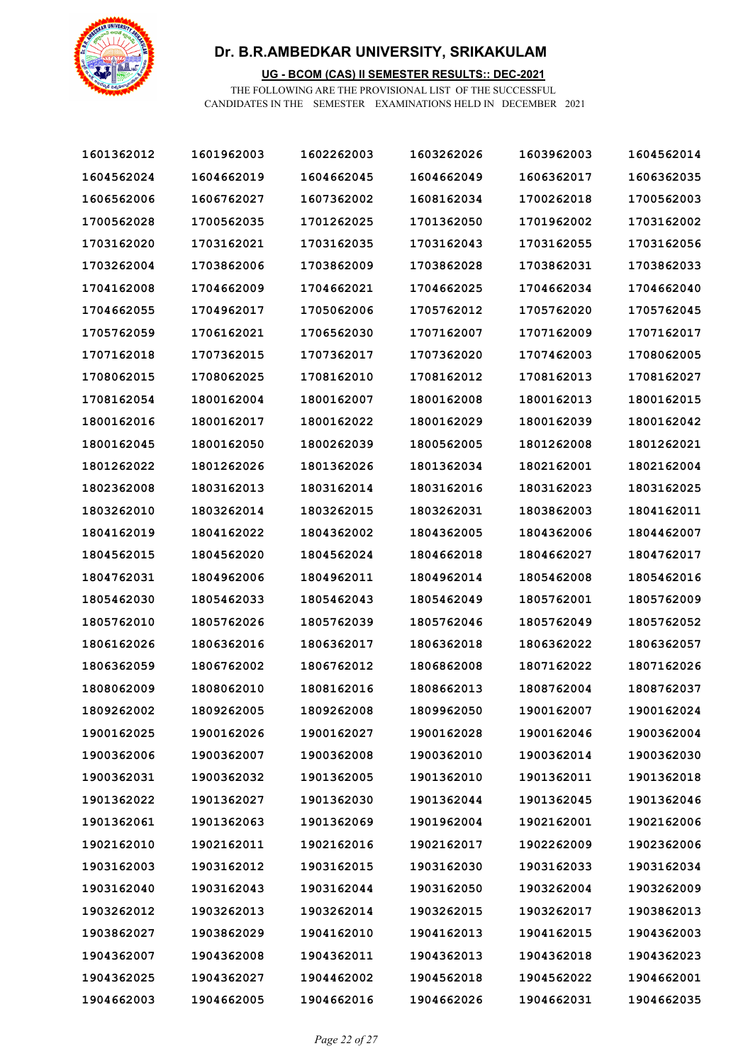# Dr. B.R.AMBEDKAR UNIVERSITY, SRIKAKULAM

**UG - BCOM (CAS) II SEMESTER RESULTS:: DEC-2021**

THE FOLLOWING ARE THE PROVISIONAL LIST OF THE SUCCESSFUL CANDIDATES IN THE SEMESTER EXAMINATIONS HELD IN DECEMBER 2021

| | | | | | |
|---|---|---|---|---|---|
| 1601362012 | 1601962003 | 1602262003 | 1603262026 | 1603962003 | 1604562014 |
| 1604562024 | 1604662019 | 1604662045 | 1604662049 | 1606362017 | 1606362035 |
| 1606562006 | 1606762027 | 1607362002 | 1608162034 | 1700262018 | 1700562003 |
| 1700562028 | 1700562035 | 1701262025 | 1701362050 | 1701962002 | 1703162002 |
| 1703162020 | 1703162021 | 1703162035 | 1703162043 | 1703162055 | 1703162056 |
| 1703262004 | 1703862006 | 1703862009 | 1703862028 | 1703862031 | 1703862033 |
| 1704162008 | 1704662009 | 1704662021 | 1704662025 | 1704662034 | 1704662040 |
| 1704662055 | 1704962017 | 1705062006 | 1705762012 | 1705762020 | 1705762045 |
| 1705762059 | 1706162021 | 1706562030 | 1707162007 | 1707162009 | 1707162017 |
| 1707162018 | 1707362015 | 1707362017 | 1707362020 | 1707462003 | 1708062005 |
| 1708062015 | 1708062025 | 1708162010 | 1708162012 | 1708162013 | 1708162027 |
| 1708162054 | 1800162004 | 1800162007 | 1800162008 | 1800162013 | 1800162015 |
| 1800162016 | 1800162017 | 1800162022 | 1800162029 | 1800162039 | 1800162042 |
| 1800162045 | 1800162050 | 1800262039 | 1800562005 | 1801262008 | 1801262021 |
| 1801262022 | 1801262026 | 1801362026 | 1801362034 | 1802162001 | 1802162004 |
| 1802362008 | 1803162013 | 1803162014 | 1803162016 | 1803162023 | 1803162025 |
| 1803262010 | 1803262014 | 1803262015 | 1803262031 | 1803862003 | 1804162011 |
| 1804162019 | 1804162022 | 1804362002 | 1804362005 | 1804362006 | 1804462007 |
| 1804562015 | 1804562020 | 1804562024 | 1804662018 | 1804662027 | 1804762017 |
| 1804762031 | 1804962006 | 1804962011 | 1804962014 | 1805462008 | 1805462016 |
| 1805462030 | 1805462033 | 1805462043 | 1805462049 | 1805762001 | 1805762009 |
| 1805762010 | 1805762026 | 1805762039 | 1805762046 | 1805762049 | 1805762052 |
| 1806162026 | 1806362016 | 1806362017 | 1806362018 | 1806362022 | 1806362057 |
| 1806362059 | 1806762002 | 1806762012 | 1806862008 | 1807162022 | 1807162026 |
| 1808062009 | 1808062010 | 1808162016 | 1808662013 | 1808762004 | 1808762037 |
| 1809262002 | 1809262005 | 1809262008 | 1809962050 | 1900162007 | 1900162024 |
| 1900162025 | 1900162026 | 1900162027 | 1900162028 | 1900162046 | 1900362004 |
| 1900362006 | 1900362007 | 1900362008 | 1900362010 | 1900362014 | 1900362030 |
| 1900362031 | 1900362032 | 1901362005 | 1901362010 | 1901362011 | 1901362018 |
| 1901362022 | 1901362027 | 1901362030 | 1901362044 | 1901362045 | 1901362046 |
| 1901362061 | 1901362063 | 1901362069 | 1901962004 | 1902162001 | 1902162006 |
| 1902162010 | 1902162011 | 1902162016 | 1902162017 | 1902262009 | 1902362006 |
| 1903162003 | 1903162012 | 1903162015 | 1903162030 | 1903162033 | 1903162034 |
| 1903162040 | 1903162043 | 1903162044 | 1903162050 | 1903262004 | 1903262009 |
| 1903262012 | 1903262013 | 1903262014 | 1903262015 | 1903262017 | 1903862013 |
| 1903862027 | 1903862029 | 1904162010 | 1904162013 | 1904162015 | 1904362003 |
| 1904362007 | 1904362008 | 1904362011 | 1904362013 | 1904362018 | 1904362023 |
| 1904362025 | 1904362027 | 1904462002 | 1904562018 | 1904562022 | 1904662001 |
| 1904662003 | 1904662005 | 1904662016 | 1904662026 | 1904662031 | 1904662035 |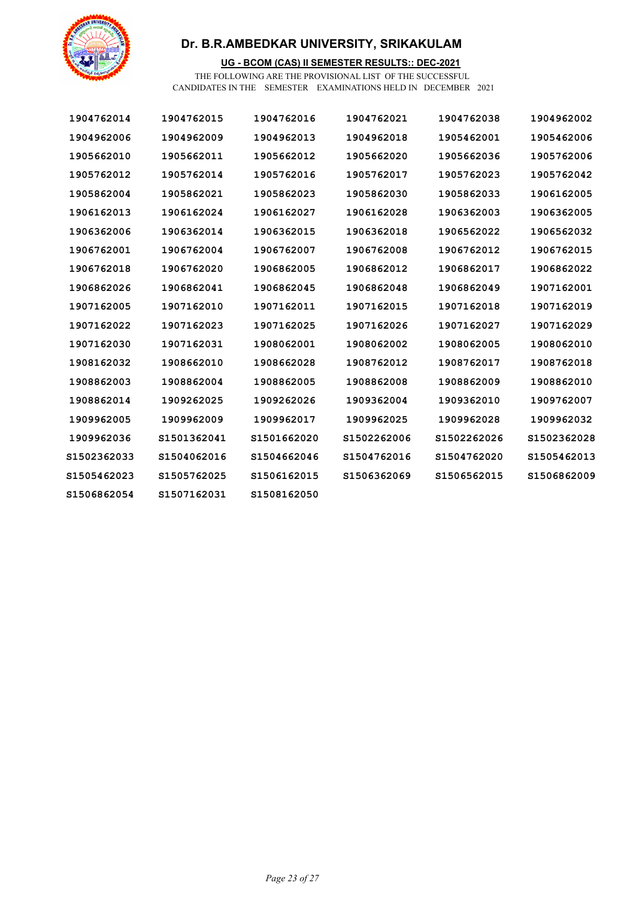# Dr. B.R.AMBEDKAR UNIVERSITY, SRIKAKULAM

**UG - BCOM (CAS) II SEMESTER RESULTS:: DEC-2021**

THE FOLLOWING ARE THE PROVISIONAL LIST OF THE SUCCESSFUL CANDIDATES IN THE SEMESTER EXAMINATIONS HELD IN DECEMBER 2021

| | | | | | |
|---|---|---|---|---|---|
| 1904762014 | 1904762015 | 1904762016 | 1904762021 | 1904762038 | 1904962002 |
| 1904962006 | 1904962009 | 1904962013 | 1904962018 | 1905462001 | 1905462006 |
| 1905662010 | 1905662011 | 1905662012 | 1905662020 | 1905662036 | 1905762006 |
| 1905762012 | 1905762014 | 1905762016 | 1905762017 | 1905762023 | 1905762042 |
| 1905862004 | 1905862021 | 1905862023 | 1905862030 | 1905862033 | 1906162005 |
| 1906162013 | 1906162024 | 1906162027 | 1906162028 | 1906362003 | 1906362005 |
| 1906362006 | 1906362014 | 1906362015 | 1906362018 | 1906562022 | 1906562032 |
| 1906762001 | 1906762004 | 1906762007 | 1906762008 | 1906762012 | 1906762015 |
| 1906762018 | 1906762020 | 1906862005 | 1906862012 | 1906862017 | 1906862022 |
| 1906862026 | 1906862041 | 1906862045 | 1906862048 | 1906862049 | 1907162001 |
| 1907162005 | 1907162010 | 1907162011 | 1907162015 | 1907162018 | 1907162019 |
| 1907162022 | 1907162023 | 1907162025 | 1907162026 | 1907162027 | 1907162029 |
| 1907162030 | 1907162031 | 1908062001 | 1908062002 | 1908062005 | 1908062010 |
| 1908162032 | 1908662010 | 1908662028 | 1908762012 | 1908762017 | 1908762018 |
| 1908862003 | 1908862004 | 1908862005 | 1908862008 | 1908862009 | 1908862010 |
| 1908862014 | 1909262025 | 1909262026 | 1909362004 | 1909362010 | 1909762007 |
| 1909962005 | 1909962009 | 1909962017 | 1909962025 | 1909962028 | 1909962032 |
| 1909962036 | S1501362041 | S1501662020 | S1502262006 | S1502262026 | S1502362028 |
| S1502362033 | S1504062016 | S1504662046 | S1504762016 | S1504762020 | S1505462013 |
| S1505462023 | S1505762025 | S1506162015 | S1506362069 | S1506562015 | S1506862009 |
| S1506862054 | S1507162031 | S1508162050 | | | |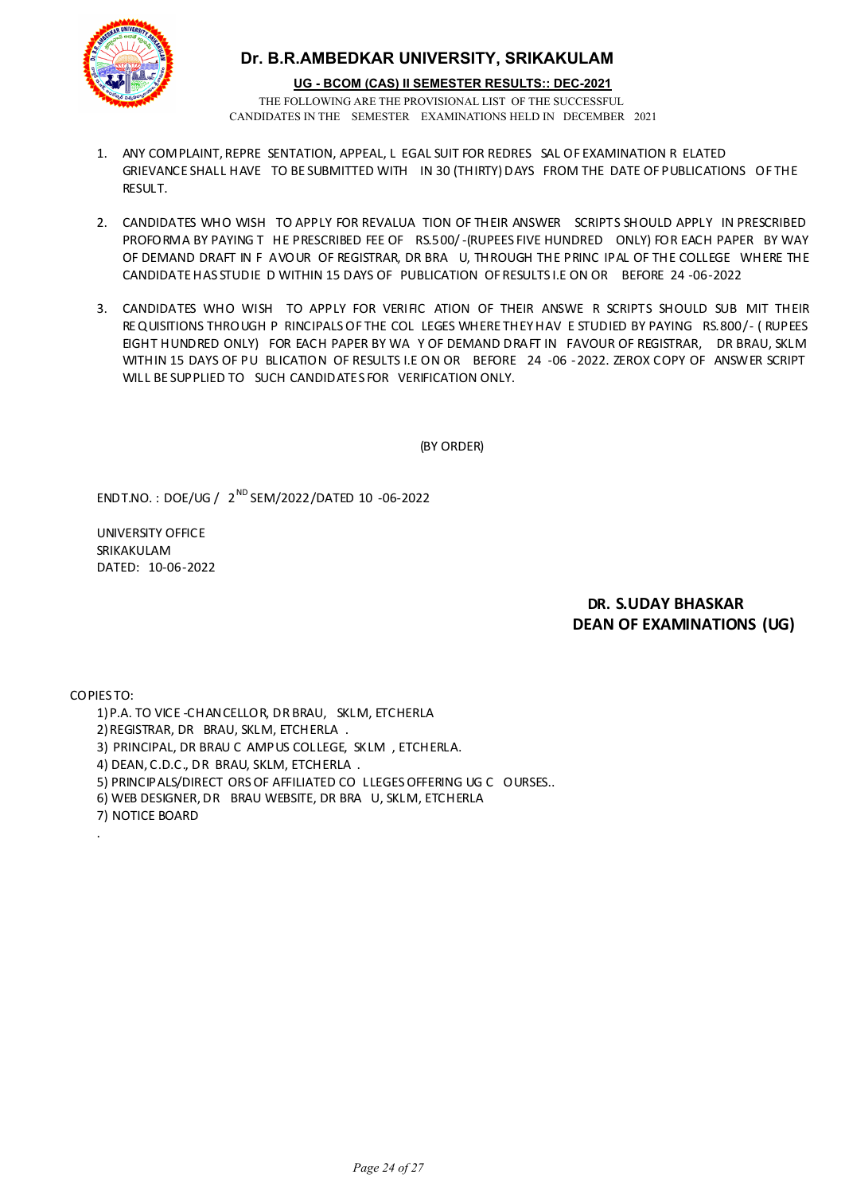## Dr. B.R.AMBEDKAR UNIVERSITY, SRIKAKULAM

**UG - BCOM (CAS) II SEMESTER RESULTS:: DEC-2021**

THE FOLLOWING ARE THE PROVISIONAL LIST OF THE SUCCESSFUL CANDIDATES IN THE SEMESTER EXAMINATIONS HELD IN DECEMBER 2021

1. ANY COMPLAINT, REPRESENTATION, APPEAL, LEGAL SUIT FOR REDRESSAL OF EXAMINATION RELATED GRIEVANCE SHALL HAVE TO BE SUBMITTED WITHIN 30 (THIRTY) DAYS FROM THE DATE OF PUBLICATIONS OF THE RESULT.

2. CANDIDATES WHO WISH TO APPLY FOR REVALUATION OF THEIR ANSWER SCRIPTS SHOULD APPLY IN PRESCRIBED PROFORMA BY PAYING THE PRESCRIBED FEE OF RS.500/-(RUPEES FIVE HUNDRED ONLY) FOR EACH PAPER BY WAY OF DEMAND DRAFT IN FAVOUR OF REGISTRAR, DR BRAU, THROUGH THE PRINCIPAL OF THE COLLEGE WHERE THE CANDIDATE HAS STUDIED WITHIN 15 DAYS OF PUBLICATION OF RESULTS I.E ON OR BEFORE 24-06-2022

3. CANDIDATES WHO WISH TO APPLY FOR VERIFICATION OF THEIR ANSWER SCRIPTS SHOULD SUBMIT THEIR REQUISITIONS THROUGH PRINCIPALS OF THE COLLEGES WHERE THEY HAVE STUDIED BY PAYING RS.800/- ( RUPEES EIGHT HUNDRED ONLY) FOR EACH PAPER BY WAY OF DEMAND DRAFT IN FAVOUR OF REGISTRAR, DR BRAU, SKLM WITHIN 15 DAYS OF PUBLICATION OF RESULTS I.E ON OR BEFORE 24-06-2022. ZEROX COPY OF ANSWER SCRIPT WILL BE SUPPLIED TO SUCH CANDIDATES FOR VERIFICATION ONLY.

(BY ORDER)

ENDT.NO. : DOE/UG / 2ND SEM/2022/DATED 10-06-2022

UNIVERSITY OFFICE
SRIKAKULAM
DATED: 10-06-2022

**DR. S.UDAY BHASKAR**
**DEAN OF EXAMINATIONS (UG)**

COPIES TO:

1) P.A. TO VICE-CHANCELLOR, DR BRAU, SKLM, ETCHERLA
2) REGISTRAR, DR BRAU, SKLM, ETCHERLA.
3) PRINCIPAL, DR BRAU CAMPUS COLLEGE, SKLM, ETCHERLA.
4) DEAN, C.D.C., DR BRAU, SKLM, ETCHERLA.
5) PRINCIPALS/DIRECTORS OF AFFILIATED COLLEGES OFFERING UG COURSES..
6) WEB DESIGNER, DR BRAU WEBSITE, DR BRAU, SKLM, ETCHERLA
7) NOTICE BOARD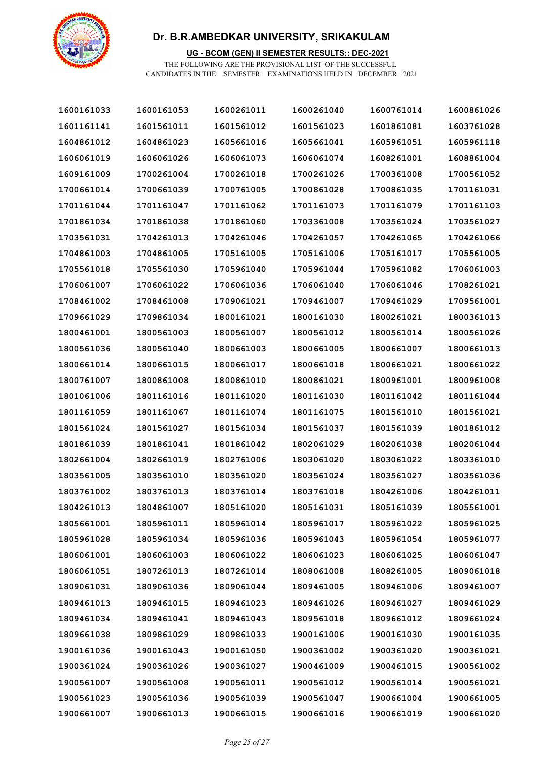# Dr. B.R.AMBEDKAR UNIVERSITY, SRIKAKULAM

**UG - BCOM (GEN) II SEMESTER RESULTS:: DEC-2021**

THE FOLLOWING ARE THE PROVISIONAL LIST OF THE SUCCESSFUL CANDIDATES IN THE SEMESTER EXAMINATIONS HELD IN DECEMBER 2021

| | | | | | |
|---|---|---|---|---|---|
| 1600161033 | 1600161053 | 1600261011 | 1600261040 | 1600761014 | 1600861026 |
| 1601161141 | 1601561011 | 1601561012 | 1601561023 | 1601861081 | 1603761028 |
| 1604861012 | 1604861023 | 1605661016 | 1605661041 | 1605961051 | 1605961118 |
| 1606061019 | 1606061026 | 1606061073 | 1606061074 | 1608261001 | 1608861004 |
| 1609161009 | 1700261004 | 1700261018 | 1700261026 | 1700361008 | 1700561052 |
| 1700661014 | 1700661039 | 1700761005 | 1700861028 | 1700861035 | 1701161031 |
| 1701161044 | 1701161047 | 1701161062 | 1701161073 | 1701161079 | 1701161103 |
| 1701861034 | 1701861038 | 1701861060 | 1703361008 | 1703561024 | 1703561027 |
| 1703561031 | 1704261013 | 1704261046 | 1704261057 | 1704261065 | 1704261066 |
| 1704861003 | 1704861005 | 1705161005 | 1705161006 | 1705161017 | 1705561005 |
| 1705561018 | 1705561030 | 1705961040 | 1705961044 | 1705961082 | 1706061003 |
| 1706061007 | 1706061022 | 1706061036 | 1706061040 | 1706061046 | 1708261021 |
| 1708461002 | 1708461008 | 1709061021 | 1709461007 | 1709461029 | 1709561001 |
| 1709661029 | 1709861034 | 1800161021 | 1800161030 | 1800261021 | 1800361013 |
| 1800461001 | 1800561003 | 1800561007 | 1800561012 | 1800561014 | 1800561026 |
| 1800561036 | 1800561040 | 1800661003 | 1800661005 | 1800661007 | 1800661013 |
| 1800661014 | 1800661015 | 1800661017 | 1800661018 | 1800661021 | 1800661022 |
| 1800761007 | 1800861008 | 1800861010 | 1800861021 | 1800961001 | 1800961008 |
| 1801061006 | 1801161016 | 1801161020 | 1801161030 | 1801161042 | 1801161044 |
| 1801161059 | 1801161067 | 1801161074 | 1801161075 | 1801561010 | 1801561021 |
| 1801561024 | 1801561027 | 1801561034 | 1801561037 | 1801561039 | 1801861012 |
| 1801861039 | 1801861041 | 1801861042 | 1802061029 | 1802061038 | 1802061044 |
| 1802661004 | 1802661019 | 1802761006 | 1803061020 | 1803061022 | 1803361010 |
| 1803561005 | 1803561010 | 1803561020 | 1803561024 | 1803561027 | 1803561036 |
| 1803761002 | 1803761013 | 1803761014 | 1803761018 | 1804261006 | 1804261011 |
| 1804261013 | 1804861007 | 1805161020 | 1805161031 | 1805161039 | 1805561001 |
| 1805661001 | 1805961011 | 1805961014 | 1805961017 | 1805961022 | 1805961025 |
| 1805961028 | 1805961034 | 1805961036 | 1805961043 | 1805961054 | 1805961077 |
| 1806061001 | 1806061003 | 1806061022 | 1806061023 | 1806061025 | 1806061047 |
| 1806061051 | 1807261013 | 1807261014 | 1808061008 | 1808261005 | 1809061018 |
| 1809061031 | 1809061036 | 1809061044 | 1809461005 | 1809461006 | 1809461007 |
| 1809461013 | 1809461015 | 1809461023 | 1809461026 | 1809461027 | 1809461029 |
| 1809461034 | 1809461041 | 1809461043 | 1809561018 | 1809661012 | 1809661024 |
| 1809661038 | 1809861029 | 1809861033 | 1900161006 | 1900161030 | 1900161035 |
| 1900161036 | 1900161043 | 1900161050 | 1900361002 | 1900361020 | 1900361021 |
| 1900361024 | 1900361026 | 1900361027 | 1900461009 | 1900461015 | 1900561002 |
| 1900561007 | 1900561008 | 1900561011 | 1900561012 | 1900561014 | 1900561021 |
| 1900561023 | 1900561036 | 1900561039 | 1900561047 | 1900661004 | 1900661005 |
| 1900661007 | 1900661013 | 1900661015 | 1900661016 | 1900661019 | 1900661020 |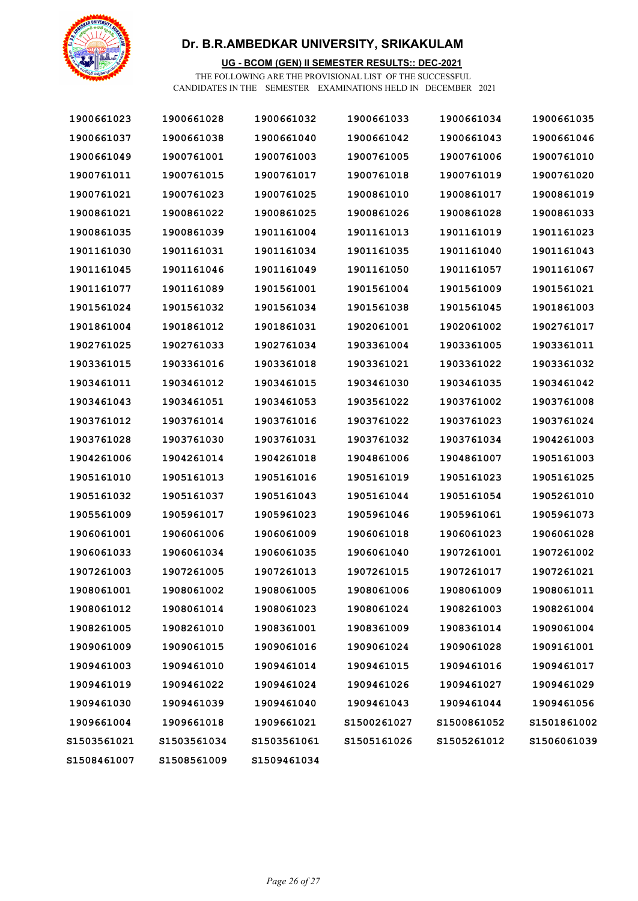# Dr. B.R.AMBEDKAR UNIVERSITY, SRIKAKULAM

**UG - BCOM (GEN) II SEMESTER RESULTS:: DEC-2021**

THE FOLLOWING ARE THE PROVISIONAL LIST OF THE SUCCESSFUL CANDIDATES IN THE SEMESTER EXAMINATIONS HELD IN DECEMBER 2021

| | | | | | |
|---|---|---|---|---|---|
| 1900661023 | 1900661028 | 1900661032 | 1900661033 | 1900661034 | 1900661035 |
| 1900661037 | 1900661038 | 1900661040 | 1900661042 | 1900661043 | 1900661046 |
| 1900661049 | 1900761001 | 1900761003 | 1900761005 | 1900761006 | 1900761010 |
| 1900761011 | 1900761015 | 1900761017 | 1900761018 | 1900761019 | 1900761020 |
| 1900761021 | 1900761023 | 1900761025 | 1900861010 | 1900861017 | 1900861019 |
| 1900861021 | 1900861022 | 1900861025 | 1900861026 | 1900861028 | 1900861033 |
| 1900861035 | 1900861039 | 1901161004 | 1901161013 | 1901161019 | 1901161023 |
| 1901161030 | 1901161031 | 1901161034 | 1901161035 | 1901161040 | 1901161043 |
| 1901161045 | 1901161046 | 1901161049 | 1901161050 | 1901161057 | 1901161067 |
| 1901161077 | 1901161089 | 1901561001 | 1901561004 | 1901561009 | 1901561021 |
| 1901561024 | 1901561032 | 1901561034 | 1901561038 | 1901561045 | 1901861003 |
| 1901861004 | 1901861012 | 1901861031 | 1902061001 | 1902061002 | 1902761017 |
| 1902761025 | 1902761033 | 1902761034 | 1903361004 | 1903361005 | 1903361011 |
| 1903361015 | 1903361016 | 1903361018 | 1903361021 | 1903361022 | 1903361032 |
| 1903461011 | 1903461012 | 1903461015 | 1903461030 | 1903461035 | 1903461042 |
| 1903461043 | 1903461051 | 1903461053 | 1903561022 | 1903761002 | 1903761008 |
| 1903761012 | 1903761014 | 1903761016 | 1903761022 | 1903761023 | 1903761024 |
| 1903761028 | 1903761030 | 1903761031 | 1903761032 | 1903761034 | 1904261003 |
| 1904261006 | 1904261014 | 1904261018 | 1904861006 | 1904861007 | 1905161003 |
| 1905161010 | 1905161013 | 1905161016 | 1905161019 | 1905161023 | 1905161025 |
| 1905161032 | 1905161037 | 1905161043 | 1905161044 | 1905161054 | 1905261010 |
| 1905561009 | 1905961017 | 1905961023 | 1905961046 | 1905961061 | 1905961073 |
| 1906061001 | 1906061006 | 1906061009 | 1906061018 | 1906061023 | 1906061028 |
| 1906061033 | 1906061034 | 1906061035 | 1906061040 | 1907261001 | 1907261002 |
| 1907261003 | 1907261005 | 1907261013 | 1907261015 | 1907261017 | 1907261021 |
| 1908061001 | 1908061002 | 1908061005 | 1908061006 | 1908061009 | 1908061011 |
| 1908061012 | 1908061014 | 1908061023 | 1908061024 | 1908261003 | 1908261004 |
| 1908261005 | 1908261010 | 1908361001 | 1908361009 | 1908361014 | 1909061004 |
| 1909061009 | 1909061015 | 1909061016 | 1909061024 | 1909061028 | 1909161001 |
| 1909461003 | 1909461010 | 1909461014 | 1909461015 | 1909461016 | 1909461017 |
| 1909461019 | 1909461022 | 1909461024 | 1909461026 | 1909461027 | 1909461029 |
| 1909461030 | 1909461039 | 1909461040 | 1909461043 | 1909461044 | 1909461056 |
| 1909661004 | 1909661018 | 1909661021 | S1500261027 | S1500861052 | S1501861002 |
| S1503561021 | S1503561034 | S1503561061 | S1505161026 | S1505261012 | S1506061039 |
| S1508461007 | S1508561009 | S1509461034 | | | |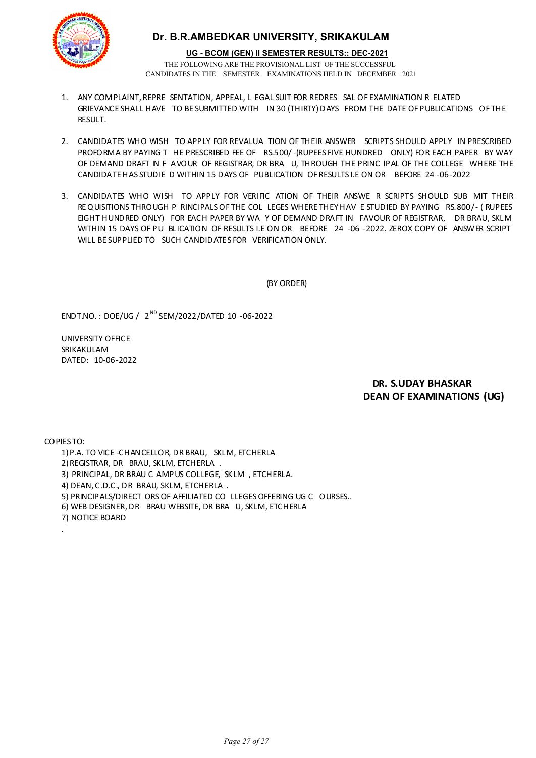# Dr. B.R.AMBEDKAR UNIVERSITY, SRIKAKULAM

**UG - BCOM (GEN) II SEMESTER RESULTS:: DEC-2021**

THE FOLLOWING ARE THE PROVISIONAL LIST OF THE SUCCESSFUL CANDIDATES IN THE SEMESTER EXAMINATIONS HELD IN DECEMBER 2021

1. ANY COMPLAINT, REPRESENTATION, APPEAL, LEGAL SUIT FOR REDRESSAL OF EXAMINATION RELATED GRIEVANCE SHALL HAVE TO BE SUBMITTED WITH IN 30 (THIRTY) DAYS FROM THE DATE OF PUBLICATIONS OF THE RESULT.

2. CANDIDATES WHO WISH TO APPLY FOR REVALUATION OF THEIR ANSWER SCRIPTS SHOULD APPLY IN PRESCRIBED PROFORMA BY PAYING THE PRESCRIBED FEE OF RS.500/-(RUPEES FIVE HUNDRED ONLY) FOR EACH PAPER BY WAY OF DEMAND DRAFT IN FAVOUR OF REGISTRAR, DR BRAU, THROUGH THE PRINCIPAL OF THE COLLEGE WHERE THE CANDIDATE HAS STUDIED WITHIN 15 DAYS OF PUBLICATION OF RESULTS I.E ON OR BEFORE 24-06-2022

3. CANDIDATES WHO WISH TO APPLY FOR VERIFICATION OF THEIR ANSWER SCRIPTS SHOULD SUBMIT THEIR REQUISITIONS THROUGH PRINCIPALS OF THE COLLEGES WHERE THEY HAVE STUDIED BY PAYING RS.800/- ( RUPEES EIGHT HUNDRED ONLY) FOR EACH PAPER BY WAY OF DEMAND DRAFT IN FAVOUR OF REGISTRAR, DR BRAU, SKLM WITHIN 15 DAYS OF PUBLICATION OF RESULTS I.E ON OR BEFORE 24-06-2022. ZEROX COPY OF ANSWER SCRIPT WILL BE SUPPLIED TO SUCH CANDIDATES FOR VERIFICATION ONLY.

(BY ORDER)

ENDT.NO. : DOE/UG / 2ND SEM/2022/DATED 10-06-2022

UNIVERSITY OFFICE
SRIKAKULAM
DATED: 10-06-2022

**DR. S.UDAY BHASKAR**
**DEAN OF EXAMINATIONS (UG)**

COPIES TO:

1) P.A. TO VICE-CHANCELLOR, DR BRAU, SKLM, ETCHERLA
2) REGISTRAR, DR BRAU, SKLM, ETCHERLA .
3) PRINCIPAL, DR BRAU CAMPUS COLLEGE, SKLM , ETCHERLA.
4) DEAN, C.D.C., DR BRAU, SKLM, ETCHERLA .
5) PRINCIPALS/DIRECTORS OF AFFILIATED COLLEGES OFFERING UG COURSES..
6) WEB DESIGNER, DR BRAU WEBSITE, DR BRAU, SKLM, ETCHERLA
7) NOTICE BOARD

.